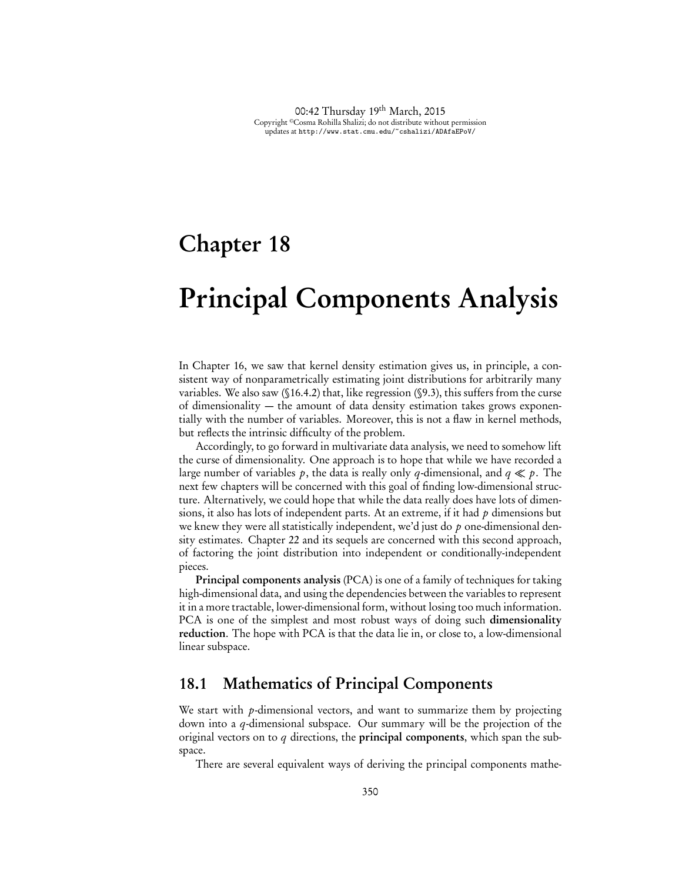# Chapter 18

# Principal Components Analysis

In Chapter 16, we saw that kernel density estimation gives us, in principle, a consistent way of nonparametrically estimating joint distributions for arbitrarily many variables. We also saw (§16.4.2) that, like regression (§9.3), this suffers from the curse of dimensionality — the amount of data density estimation takes grows exponentially with the number of variables. Moreover, this is not a flaw in kernel methods, but reflects the intrinsic difficulty of the problem.

Accordingly, to go forward in multivariate data analysis, we need to somehow lift the curse of dimensionality. One approach is to hope that while we have recorded a large number of variables $p$, the data is really only $q$-dimensional, and $q \ll p$. The next few chapters will be concerned with this goal of finding low-dimensional structure. Alternatively, we could hope that while the data really does have lots of dimensions, it also has lots of independent parts. At an extreme, if it had $p$ dimensions but we knew they were all statistically independent, we'd just do $p$ one-dimensional density estimates. Chapter 22 and its sequels are concerned with this second approach, of factoring the joint distribution into independent or conditionally-independent pieces.

**Principal components analysis** (PCA) is one of a family of techniques for taking high-dimensional data, and using the dependencies between the variables to represent it in a more tractable, lower-dimensional form, without losing too much information. PCA is one of the simplest and most robust ways of doing such **dimensionality reduction**. The hope with PCA is that the data lie in, or close to, a low-dimensional linear subspace.

## 18.1 Mathematics of Principal Components

We start with $p$-dimensional vectors, and want to summarize them by projecting down into a $q$-dimensional subspace. Our summary will be the projection of the original vectors on to $q$ directions, the **principal components**, which span the subspace.

There are several equivalent ways of deriving the principal components mathe-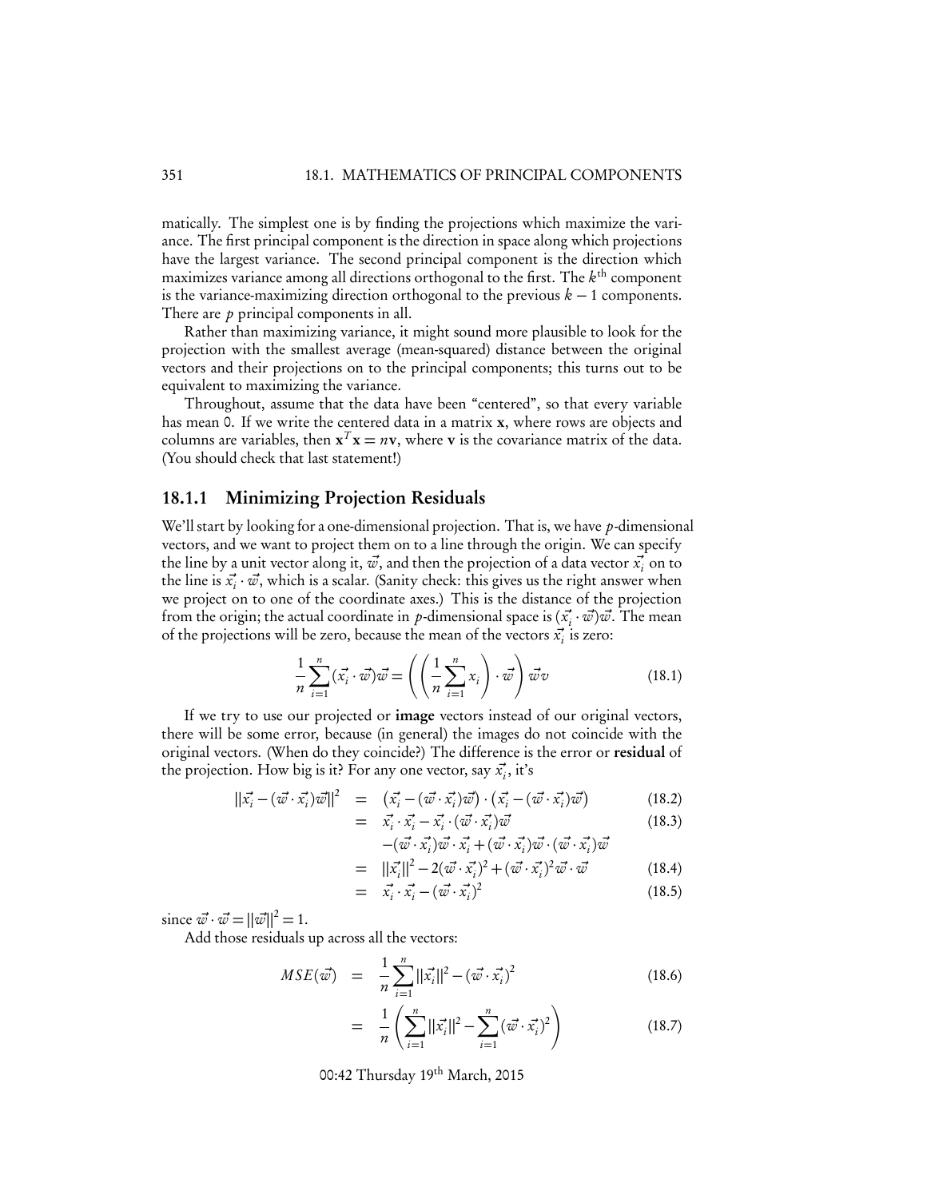matically. The simplest one is by finding the projections which maximize the variance. The first principal component is the direction in space along which projections have the largest variance. The second principal component is the direction which maximizes variance among all directions orthogonal to the first. The $k^{\text{th}}$ component is the variance-maximizing direction orthogonal to the previous $k-1$ components. There are $p$ principal components in all.

Rather than maximizing variance, it might sound more plausible to look for the projection with the smallest average (mean-squared) distance between the original vectors and their projections on to the principal components; this turns out to be equivalent to maximizing the variance.

Throughout, assume that the data have been "centered", so that every variable has mean 0. If we write the centered data in a matrix $\mathbf{x}$, where rows are objects and columns are variables, then $\mathbf{x}^T\mathbf{x} = n\mathbf{v}$, where $\mathbf{v}$ is the covariance matrix of the data. (You should check that last statement!)

### 18.1.1 Minimizing Projection Residuals

We'll start by looking for a one-dimensional projection. That is, we have $p$-dimensional vectors, and we want to project them on to a line through the origin. We can specify the line by a unit vector along it, $\vec{w}$, and then the projection of a data vector $\vec{x_i}$ on to the line is $\vec{x_i} \cdot \vec{w}$, which is a scalar. (Sanity check: this gives us the right answer when we project on to one of the coordinate axes.) This is the distance of the projection from the origin; the actual coordinate in $p$-dimensional space is $(\vec{x_i} \cdot \vec{w})\vec{w}$. The mean of the projections will be zero, because the mean of the vectors $\vec{x_i}$ is zero:

$$\frac{1}{n}\sum_{i=1}^{n}(\vec{x_i} \cdot \vec{w})\vec{w} = \left(\left(\frac{1}{n}\sum_{i=1}^{n}x_i\right) \cdot \vec{w}\right)\vec{w}v \tag{18.1}$$

If we try to use our projected or **image** vectors instead of our original vectors, there will be some error, because (in general) the images do not coincide with the original vectors. (When do they coincide?) The difference is the error or **residual** of the projection. How big is it? For any one vector, say $\vec{x_i}$, it's

$$\begin{aligned}
\|\vec{x_i} - (\vec{w} \cdot \vec{x_i})\vec{w}\|^2 &= \left(\vec{x_i} - (\vec{w} \cdot \vec{x_i})\vec{w}\right) \cdot \left(\vec{x_i} - (\vec{w} \cdot \vec{x_i})\vec{w}\right) & (18.2)\\
&= \vec{x_i} \cdot \vec{x_i} - \vec{x_i} \cdot (\vec{w} \cdot \vec{x_i})\vec{w} & (18.3)\\
&\quad - (\vec{w} \cdot \vec{x_i})\vec{w} \cdot \vec{x_i} + (\vec{w} \cdot \vec{x_i})\vec{w} \cdot (\vec{w} \cdot \vec{x_i})\vec{w} & \\
&= \|\vec{x_i}\|^2 - 2(\vec{w} \cdot \vec{x_i})^2 + (\vec{w} \cdot \vec{x_i})^2\vec{w} \cdot \vec{w} & (18.4)\\
&= \vec{x_i} \cdot \vec{x_i} - (\vec{w} \cdot \vec{x_i})^2 & (18.5)
\end{aligned}$$

since $\vec{w} \cdot \vec{w} = \|\vec{w}\|^2 = 1$.

Add those residuals up across all the vectors:

$$\begin{aligned}
MSE(\vec{w}) &= \frac{1}{n}\sum_{i=1}^{n}\|\vec{x_i}\|^2 - (\vec{w} \cdot \vec{x_i})^2 & (18.6)\\
&= \frac{1}{n}\left(\sum_{i=1}^{n}\|\vec{x_i}\|^2 - \sum_{i=1}^{n}(\vec{w} \cdot \vec{x_i})^2\right) & (18.7)
\end{aligned}$$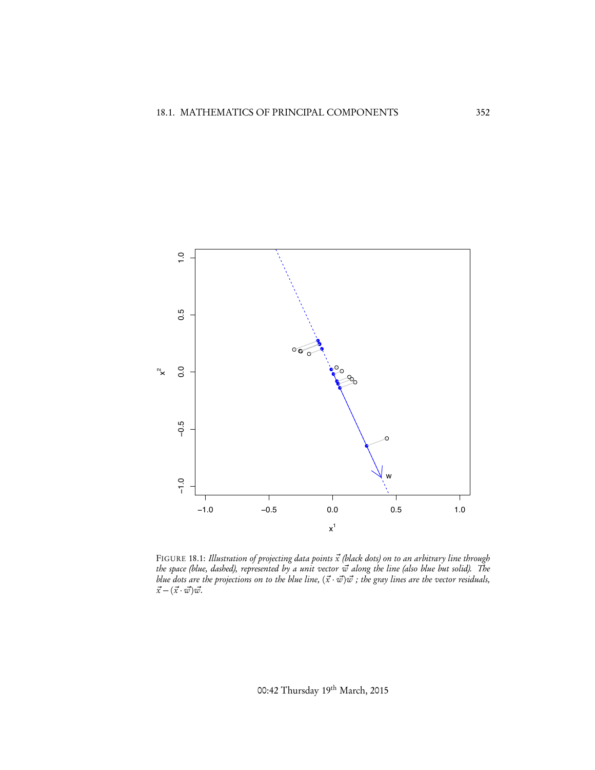FIGURE 18.1: *Illustration of projecting data points $\vec{x}$ (black dots) on to an arbitrary line through the space (blue, dashed), represented by a unit vector $\vec{w}$ along the line (also blue but solid). The blue dots are the projections on to the blue line, $(\vec{x} \cdot \vec{w})\vec{w}$ ; the gray lines are the vector residuals, $\vec{x} - (\vec{x} \cdot \vec{w})\vec{w}$.*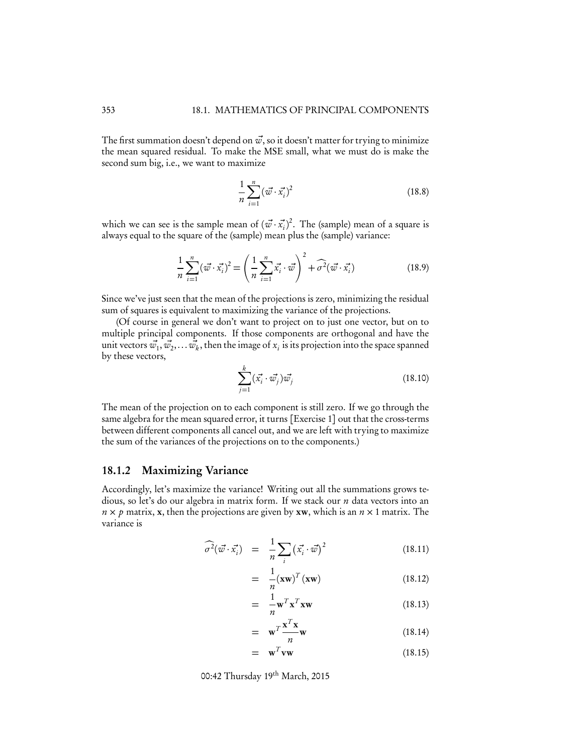The first summation doesn't depend on $\vec{w}$, so it doesn't matter for trying to minimize the mean squared residual. To make the MSE small, what we must do is make the second sum big, i.e., we want to maximize

$$\frac{1}{n}\sum_{i=1}^{n}(\vec{w}\cdot\vec{x_i})^2 \tag{18.8}$$

which we can see is the sample mean of $(\vec{w}\cdot\vec{x_i})^2$. The (sample) mean of a square is always equal to the square of the (sample) mean plus the (sample) variance:

$$\frac{1}{n}\sum_{i=1}^{n}(\vec{w}\cdot\vec{x_i})^2 = \left(\frac{1}{n}\sum_{i=1}^{n}\vec{x_i}\cdot\vec{w}\right)^2 + \widehat{\sigma^2}(\vec{w}\cdot\vec{x_i}) \tag{18.9}$$

Since we've just seen that the mean of the projections is zero, minimizing the residual sum of squares is equivalent to maximizing the variance of the projections.

(Of course in general we don't want to project on to just one vector, but on to multiple principal components. If those components are orthogonal and have the unit vectors $\vec{w}_1, \vec{w}_2, \ldots \vec{w}_k$, then the image of $x_i$ is its projection into the space spanned by these vectors,

$$\sum_{j=1}^{k}(\vec{x_i}\cdot\vec{w}_j)\vec{w}_j \tag{18.10}$$

The mean of the projection on to each component is still zero. If we go through the same algebra for the mean squared error, it turns [Exercise 1] out that the cross-terms between different components all cancel out, and we are left with trying to maximize the sum of the variances of the projections on to the components.)

### 18.1.2 Maximizing Variance

Accordingly, let's maximize the variance! Writing out all the summations grows tedious, so let's do our algebra in matrix form. If we stack our $n$ data vectors into an $n \times p$ matrix, $\mathbf{x}$, then the projections are given by $\mathbf{xw}$, which is an $n \times 1$ matrix. The variance is

$$\begin{aligned}
\widehat{\sigma^2}(\vec{w}\cdot\vec{x_i}) &= \frac{1}{n}\sum_{i}\left(\vec{x_i}\cdot\vec{w}\right)^2 && (18.11)\\
&= \frac{1}{n}(\mathbf{xw})^T(\mathbf{xw}) && (18.12)\\
&= \frac{1}{n}\mathbf{w}^T\mathbf{x}^T\mathbf{xw} && (18.13)\\
&= \mathbf{w}^T\frac{\mathbf{x}^T\mathbf{x}}{n}\mathbf{w} && (18.14)\\
&= \mathbf{w}^T\mathbf{vw} && (18.15)
\end{aligned}$$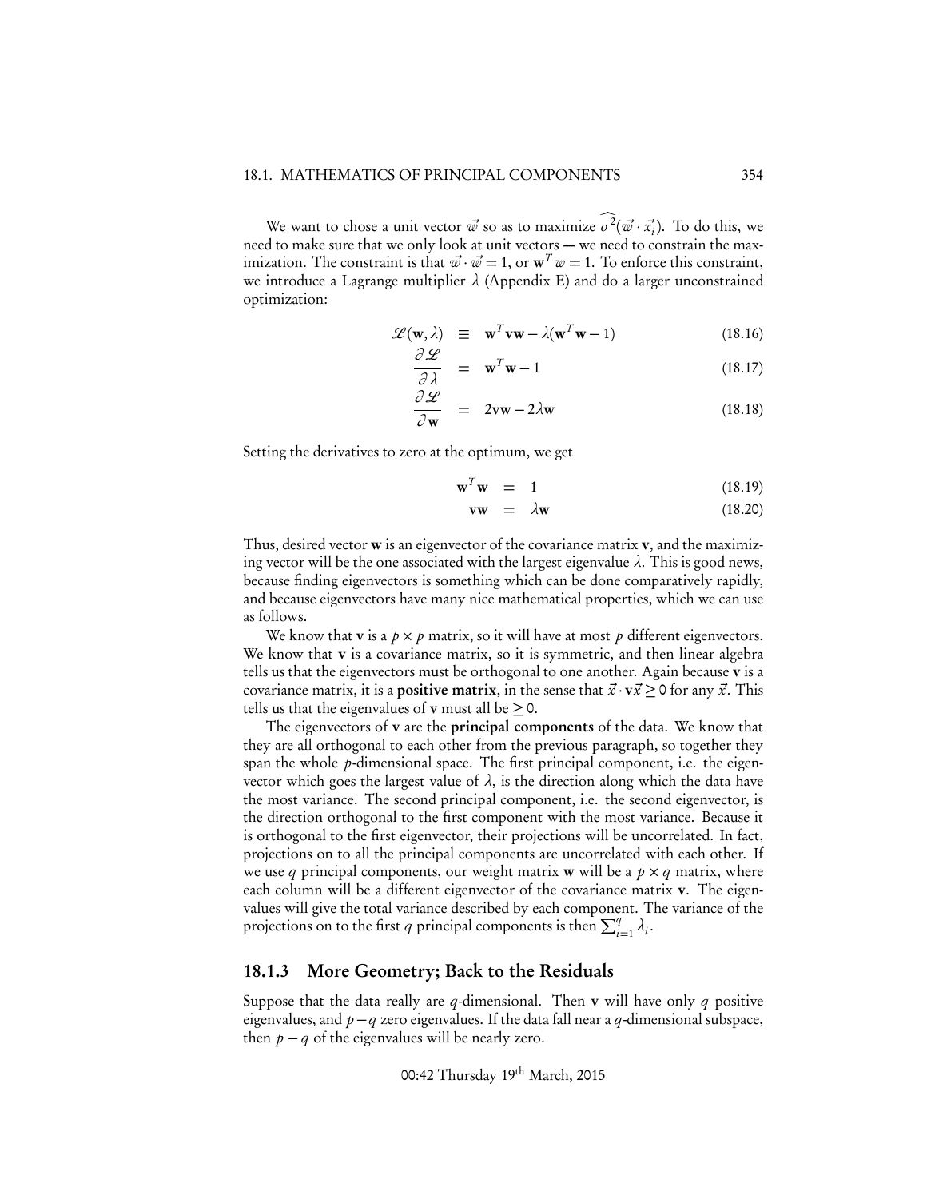We want to chose a unit vector $\vec{w}$ so as to maximize $\widehat{\sigma^2}(\vec{w} \cdot \vec{x}_i)$. To do this, we need to make sure that we only look at unit vectors — we need to constrain the maximization. The constraint is that $\vec{w} \cdot \vec{w} = 1$, or $\mathbf{w}^T w = 1$. To enforce this constraint, we introduce a Lagrange multiplier $\lambda$ (Appendix E) and do a larger unconstrained optimization:

$$\mathscr{L}(\mathbf{w}, \lambda) \equiv \mathbf{w}^T \mathbf{v} \mathbf{w} - \lambda(\mathbf{w}^T \mathbf{w} - 1) \tag{18.16}$$

$$\frac{\partial \mathscr{L}}{\partial \lambda} = \mathbf{w}^T \mathbf{w} - 1 \tag{18.17}$$

$$\frac{\partial \mathscr{L}}{\partial \mathbf{w}} = 2\mathbf{v}\mathbf{w} - 2\lambda \mathbf{w} \tag{18.18}$$

Setting the derivatives to zero at the optimum, we get

$$\mathbf{w}^T \mathbf{w} = 1 \tag{18.19}$$

$$\mathbf{v}\mathbf{w} = \lambda \mathbf{w} \tag{18.20}$$

Thus, desired vector $\mathbf{w}$ is an eigenvector of the covariance matrix $\mathbf{v}$, and the maximizing vector will be the one associated with the largest eigenvalue $\lambda$. This is good news, because finding eigenvectors is something which can be done comparatively rapidly, and because eigenvectors have many nice mathematical properties, which we can use as follows.

We know that $\mathbf{v}$ is a $p \times p$ matrix, so it will have at most $p$ different eigenvectors. We know that $\mathbf{v}$ is a covariance matrix, so it is symmetric, and then linear algebra tells us that the eigenvectors must be orthogonal to one another. Again because $\mathbf{v}$ is a covariance matrix, it is a **positive matrix**, in the sense that $\vec{x} \cdot \mathbf{v}\vec{x} \geq 0$ for any $\vec{x}$. This tells us that the eigenvalues of $\mathbf{v}$ must all be $\geq 0$.

The eigenvectors of $\mathbf{v}$ are the **principal components** of the data. We know that they are all orthogonal to each other from the previous paragraph, so together they span the whole $p$-dimensional space. The first principal component, i.e. the eigenvector which goes the largest value of $\lambda$, is the direction along which the data have the most variance. The second principal component, i.e. the second eigenvector, is the direction orthogonal to the first component with the most variance. Because it is orthogonal to the first eigenvector, their projections will be uncorrelated. In fact, projections on to all the principal components are uncorrelated with each other. If we use $q$ principal components, our weight matrix $\mathbf{w}$ will be a $p \times q$ matrix, where each column will be a different eigenvector of the covariance matrix $\mathbf{v}$. The eigenvalues will give the total variance described by each component. The variance of the projections on to the first $q$ principal components is then $\sum_{i=1}^{q} \lambda_i$.

### 18.1.3 More Geometry; Back to the Residuals

Suppose that the data really are $q$-dimensional. Then $\mathbf{v}$ will have only $q$ positive eigenvalues, and $p - q$ zero eigenvalues. If the data fall near a $q$-dimensional subspace, then $p - q$ of the eigenvalues will be nearly zero.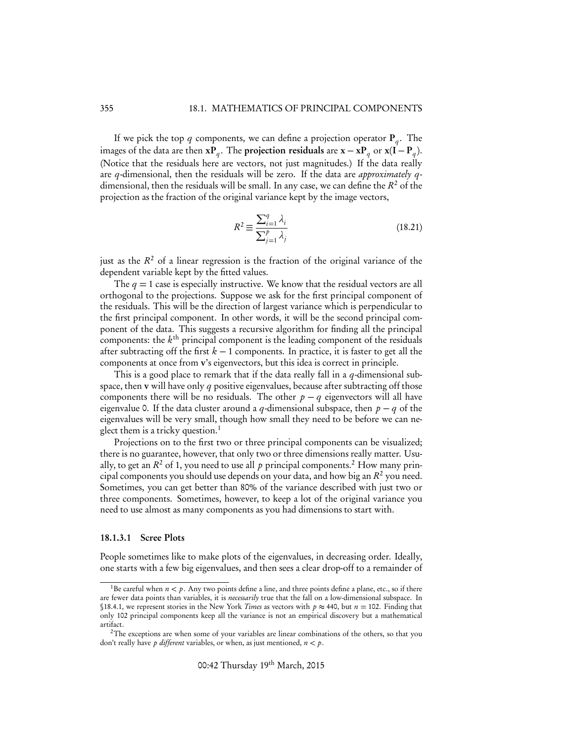If we pick the top $q$ components, we can define a projection operator $\mathbf{P}_q$. The images of the data are then $\mathbf{x}\mathbf{P}_q$. The **projection residuals** are $\mathbf{x} - \mathbf{x}\mathbf{P}_q$ or $\mathbf{x}(\mathbf{I} - \mathbf{P}_q)$. (Notice that the residuals here are vectors, not just magnitudes.) If the data really are $q$-dimensional, then the residuals will be zero. If the data are *approximately* $q$-dimensional, then the residuals will be small. In any case, we can define the $R^2$ of the projection as the fraction of the original variance kept by the image vectors,

$$R^2 \equiv \frac{\sum_{i=1}^{q} \lambda_i}{\sum_{j=1}^{p} \lambda_j} \tag{18.21}$$

just as the $R^2$ of a linear regression is the fraction of the original variance of the dependent variable kept by the fitted values.

The $q = 1$ case is especially instructive. We know that the residual vectors are all orthogonal to the projections. Suppose we ask for the first principal component of the residuals. This will be the direction of largest variance which is perpendicular to the first principal component. In other words, it will be the second principal component of the data. This suggests a recursive algorithm for finding all the principal components: the $k^{\text{th}}$ principal component is the leading component of the residuals after subtracting off the first $k - 1$ components. In practice, it is faster to get all the components at once from $\mathbf{v}$'s eigenvectors, but this idea is correct in principle.

This is a good place to remark that if the data really fall in a $q$-dimensional subspace, then $\mathbf{v}$ will have only $q$ positive eigenvalues, because after subtracting off those components there will be no residuals. The other $p - q$ eigenvectors will all have eigenvalue 0. If the data cluster around a $q$-dimensional subspace, then $p - q$ of the eigenvalues will be very small, though how small they need to be before we can neglect them is a tricky question.[1]

Projections on to the first two or three principal components can be visualized; there is no guarantee, however, that only two or three dimensions really matter. Usually, to get an $R^2$ of 1, you need to use all $p$ principal components.[2] How many principal components you should use depends on your data, and how big an $R^2$ you need. Sometimes, you can get better than 80% of the variance described with just two or three components. Sometimes, however, to keep a lot of the original variance you need to use almost as many components as you had dimensions to start with.

#### 18.1.3.1 Scree Plots

People sometimes like to make plots of the eigenvalues, in decreasing order. Ideally, one starts with a few big eigenvalues, and then sees a clear drop-off to a remainder of

---

[1] Be careful when $n < p$. Any two points define a line, and three points define a plane, etc., so if there are fewer data points than variables, it is *necessarily* true that the fall on a low-dimensional subspace. In §18.4.1, we represent stories in the New York *Times* as vectors with $p \approx 440$, but $n = 102$. Finding that only 102 principal components keep all the variance is not an empirical discovery but a mathematical artifact.

[2] The exceptions are when some of your variables are linear combinations of the others, so that you don't really have $p$ *different* variables, or when, as just mentioned, $n < p$.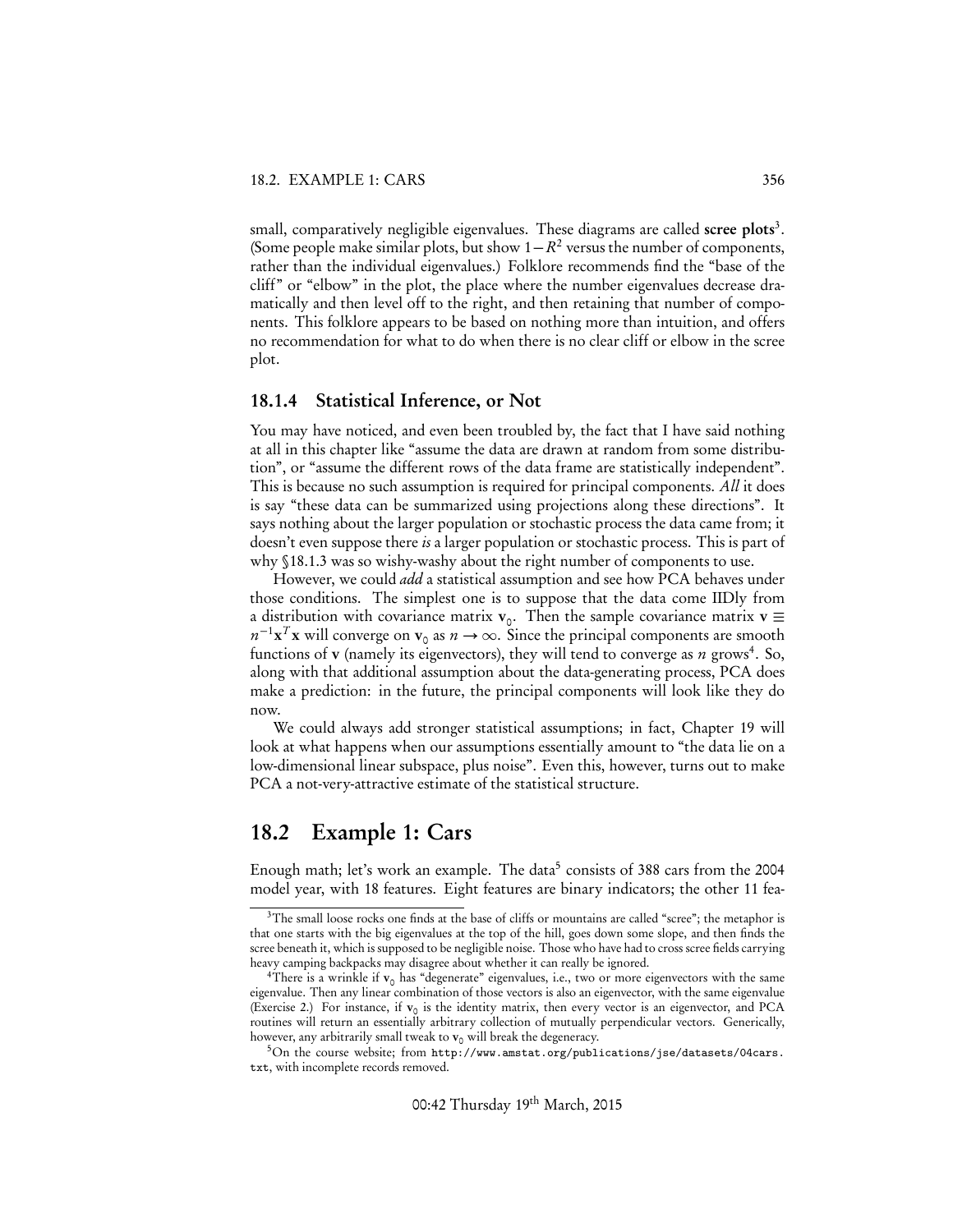small, comparatively negligible eigenvalues. These diagrams are called **scree plots**[3]. (Some people make similar plots, but show $1-R^2$ versus the number of components, rather than the individual eigenvalues.) Folklore recommends find the "base of the cliff" or "elbow" in the plot, the place where the number eigenvalues decrease dramatically and then level off to the right, and then retaining that number of components. This folklore appears to be based on nothing more than intuition, and offers no recommendation for what to do when there is no clear cliff or elbow in the scree plot.

### 18.1.4 Statistical Inference, or Not

You may have noticed, and even been troubled by, the fact that I have said nothing at all in this chapter like "assume the data are drawn at random from some distribution", or "assume the different rows of the data frame are statistically independent". This is because no such assumption is required for principal components. *All* it does is say "these data can be summarized using projections along these directions". It says nothing about the larger population or stochastic process the data came from; it doesn't even suppose there *is* a larger population or stochastic process. This is part of why §18.1.3 was so wishy-washy about the right number of components to use.

However, we could *add* a statistical assumption and see how PCA behaves under those conditions. The simplest one is to suppose that the data come IIDly from a distribution with covariance matrix $\mathbf{v}_0$. Then the sample covariance matrix $\mathbf{v} \equiv n^{-1}\mathbf{x}^T\mathbf{x}$ will converge on $\mathbf{v}_0$ as $n \to \infty$. Since the principal components are smooth functions of $\mathbf{v}$ (namely its eigenvectors), they will tend to converge as $n$ grows[4]. So, along with that additional assumption about the data-generating process, PCA does make a prediction: in the future, the principal components will look like they do now.

We could always add stronger statistical assumptions; in fact, Chapter 19 will look at what happens when our assumptions essentially amount to "the data lie on a low-dimensional linear subspace, plus noise". Even this, however, turns out to make PCA a not-very-attractive estimate of the statistical structure.

## 18.2 Example 1: Cars

Enough math; let's work an example. The data[5] consists of 388 cars from the 2004 model year, with 18 features. Eight features are binary indicators; the other 11 fea-

---

[3] The small loose rocks one finds at the base of cliffs or mountains are called "scree"; the metaphor is that one starts with the big eigenvalues at the top of the hill, goes down some slope, and then finds the scree beneath it, which is supposed to be negligible noise. Those who have had to cross scree fields carrying heavy camping backpacks may disagree about whether it can really be ignored.

[4] There is a wrinkle if $\mathbf{v}_0$ has "degenerate" eigenvalues, i.e., two or more eigenvectors with the same eigenvalue. Then any linear combination of those vectors is also an eigenvector, with the same eigenvalue (Exercise 2.) For instance, if $\mathbf{v}_0$ is the identity matrix, then every vector is an eigenvector, and PCA routines will return an essentially arbitrary collection of mutually perpendicular vectors. Generically, however, any arbitrarily small tweak to $\mathbf{v}_0$ will break the degeneracy.

[5] On the course website; from `http://www.amstat.org/publications/jse/datasets/04cars.txt`, with incomplete records removed.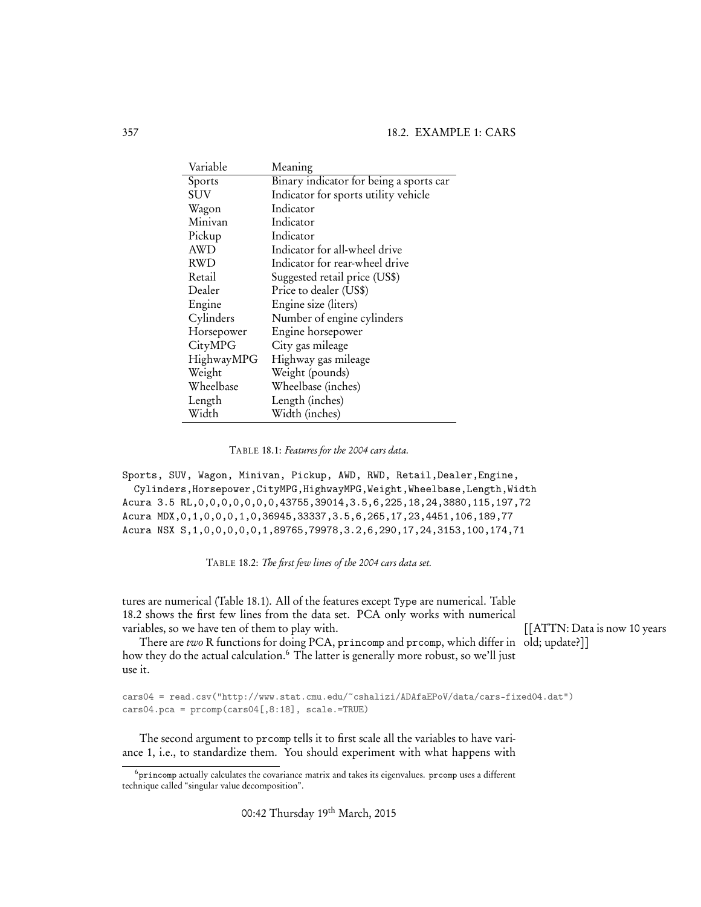| Variable | Meaning |
|---|---|
| Sports | Binary indicator for being a sports car |
| SUV | Indicator for sports utility vehicle |
| Wagon | Indicator |
| Minivan | Indicator |
| Pickup | Indicator |
| AWD | Indicator for all-wheel drive |
| RWD | Indicator for rear-wheel drive |
| Retail | Suggested retail price (US$) |
| Dealer | Price to dealer (US$) |
| Engine | Engine size (liters) |
| Cylinders | Number of engine cylinders |
| Horsepower | Engine horsepower |
| CityMPG | City gas mileage |
| HighwayMPG | Highway gas mileage |
| Weight | Weight (pounds) |
| Wheelbase | Wheelbase (inches) |
| Length | Length (inches) |
| Width | Width (inches) |

TABLE 18.1: *Features for the 2004 cars data.*

```
Sports, SUV, Wagon, Minivan, Pickup, AWD, RWD, Retail,Dealer,Engine,
  Cylinders,Horsepower,CityMPG,HighwayMPG,Weight,Wheelbase,Length,Width
Acura 3.5 RL,0,0,0,0,0,0,0,43755,39014,3.5,6,225,18,24,3880,115,197,72
Acura MDX,0,1,0,0,0,1,0,36945,33337,3.5,6,265,17,23,4451,106,189,77
Acura NSX S,1,0,0,0,0,0,1,89765,79978,3.2,6,290,17,24,3153,100,174,71
```

TABLE 18.2: *The first few lines of the 2004 cars data set.*

tures are numerical (Table 18.1). All of the features except Type are numerical. Table 18.2 shows the first few lines from the data set. PCA only works with numerical variables, so we have ten of them to play with.

[[ATTN: Data is now 10 years old; update?]]

There are *two* R functions for doing PCA, princomp and prcomp, which differ in how they do the actual calculation.[6] The latter is generally more robust, so we'll just use it.

```
cars04 = read.csv("http://www.stat.cmu.edu/~cshalizi/ADAfaEPoV/data/cars-fixed04.dat")
cars04.pca = prcomp(cars04[,8:18], scale.=TRUE)
```

The second argument to prcomp tells it to first scale all the variables to have variance 1, i.e., to standardize them. You should experiment with what happens with

[6] princomp actually calculates the covariance matrix and takes its eigenvalues. prcomp uses a different technique called "singular value decomposition".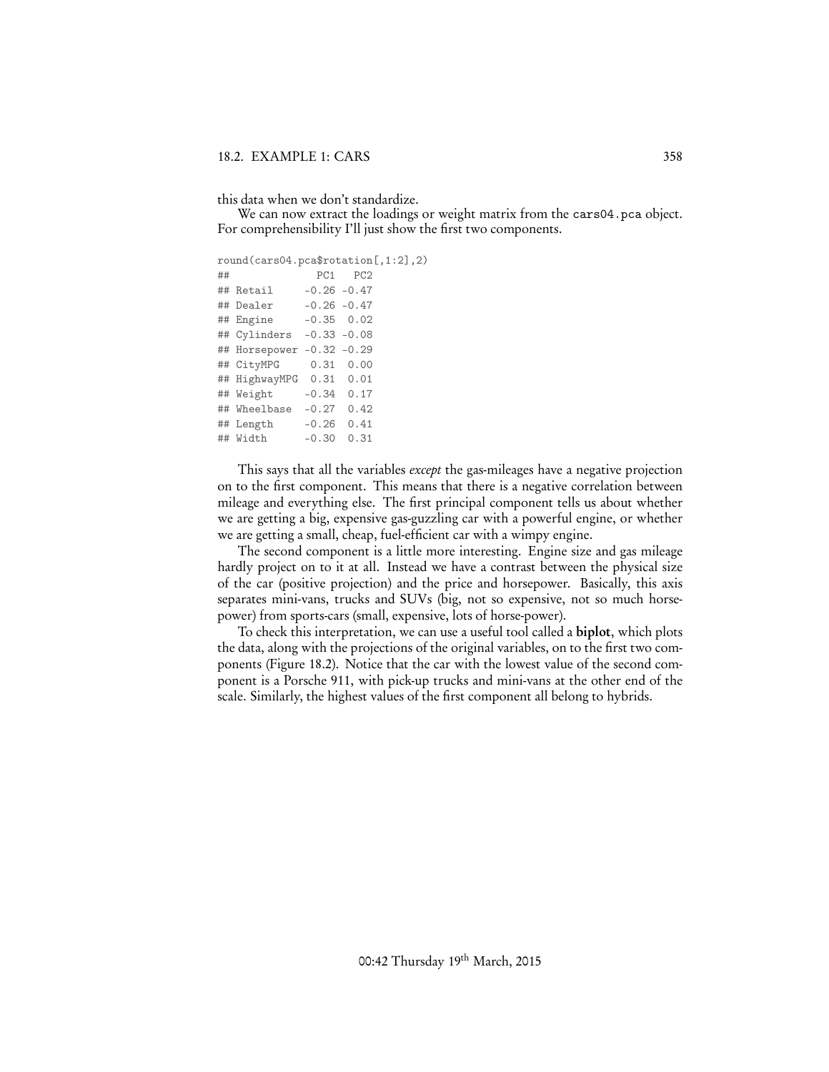this data when we don't standardize.

We can now extract the loadings or weight matrix from the `cars04.pca` object. For comprehensibility I'll just show the first two components.

```
round(cars04.pca$rotation[,1:2],2)
##              PC1   PC2
## Retail     -0.26 -0.47
## Dealer     -0.26 -0.47
## Engine     -0.35  0.02
## Cylinders  -0.33 -0.08
## Horsepower -0.32 -0.29
## CityMPG     0.31  0.00
## HighwayMPG  0.31  0.01
## Weight     -0.34  0.17
## Wheelbase  -0.27  0.42
## Length     -0.26  0.41
## Width      -0.30  0.31
```

This says that all the variables *except* the gas-mileages have a negative projection on to the first component. This means that there is a negative correlation between mileage and everything else. The first principal component tells us about whether we are getting a big, expensive gas-guzzling car with a powerful engine, or whether we are getting a small, cheap, fuel-efficient car with a wimpy engine.

The second component is a little more interesting. Engine size and gas mileage hardly project on to it at all. Instead we have a contrast between the physical size of the car (positive projection) and the price and horsepower. Basically, this axis separates mini-vans, trucks and SUVs (big, not so expensive, not so much horsepower) from sports-cars (small, expensive, lots of horse-power).

To check this interpretation, we can use a useful tool called a **biplot**, which plots the data, along with the projections of the original variables, on to the first two components (Figure 18.2). Notice that the car with the lowest value of the second component is a Porsche 911, with pick-up trucks and mini-vans at the other end of the scale. Similarly, the highest values of the first component all belong to hybrids.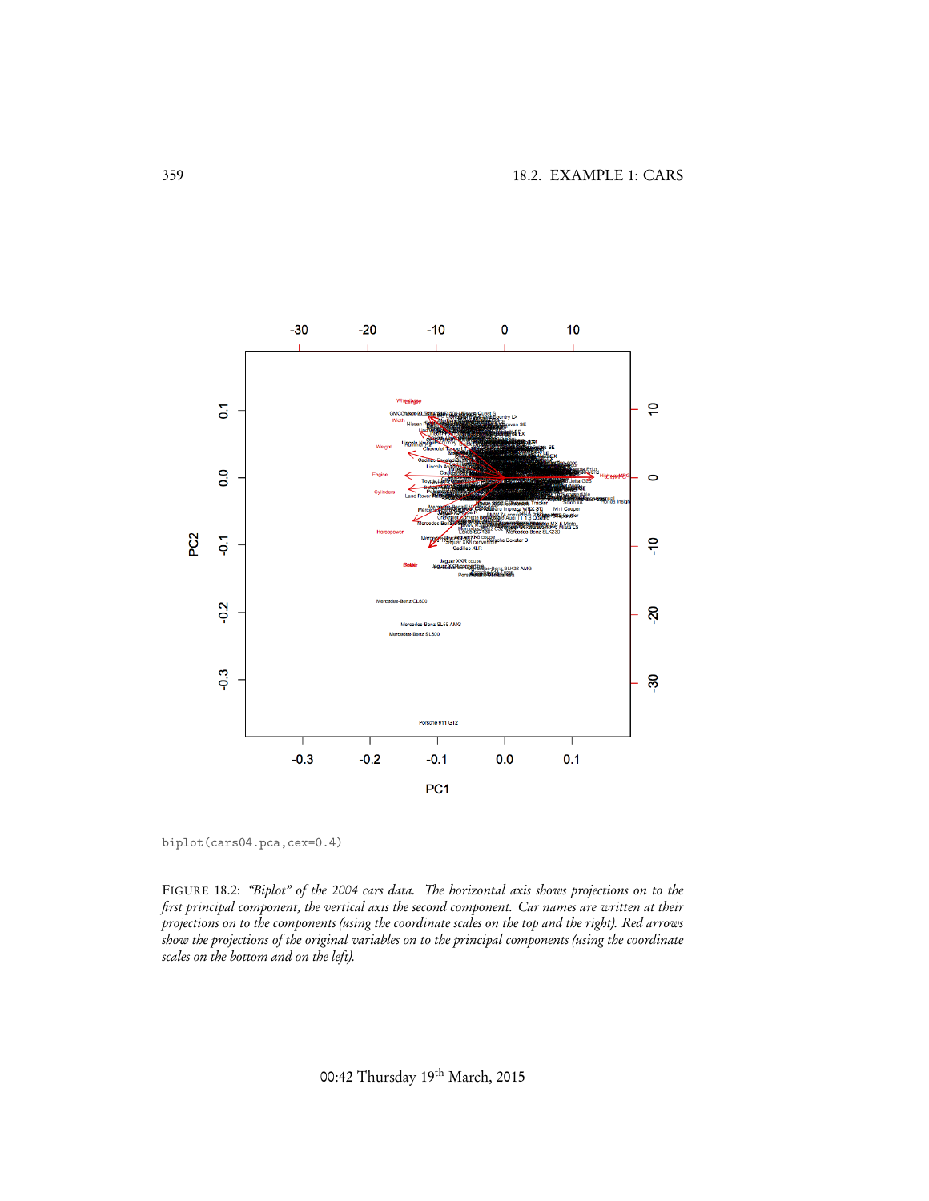```
biplot(cars04.pca,cex=0.4)
```

FIGURE 18.2: *"Biplot" of the 2004 cars data. The horizontal axis shows projections on to the first principal component, the vertical axis the second component. Car names are written at their projections on to the components (using the coordinate scales on the top and the right). Red arrows show the projections of the original variables on to the principal components (using the coordinate scales on the bottom and on the left).*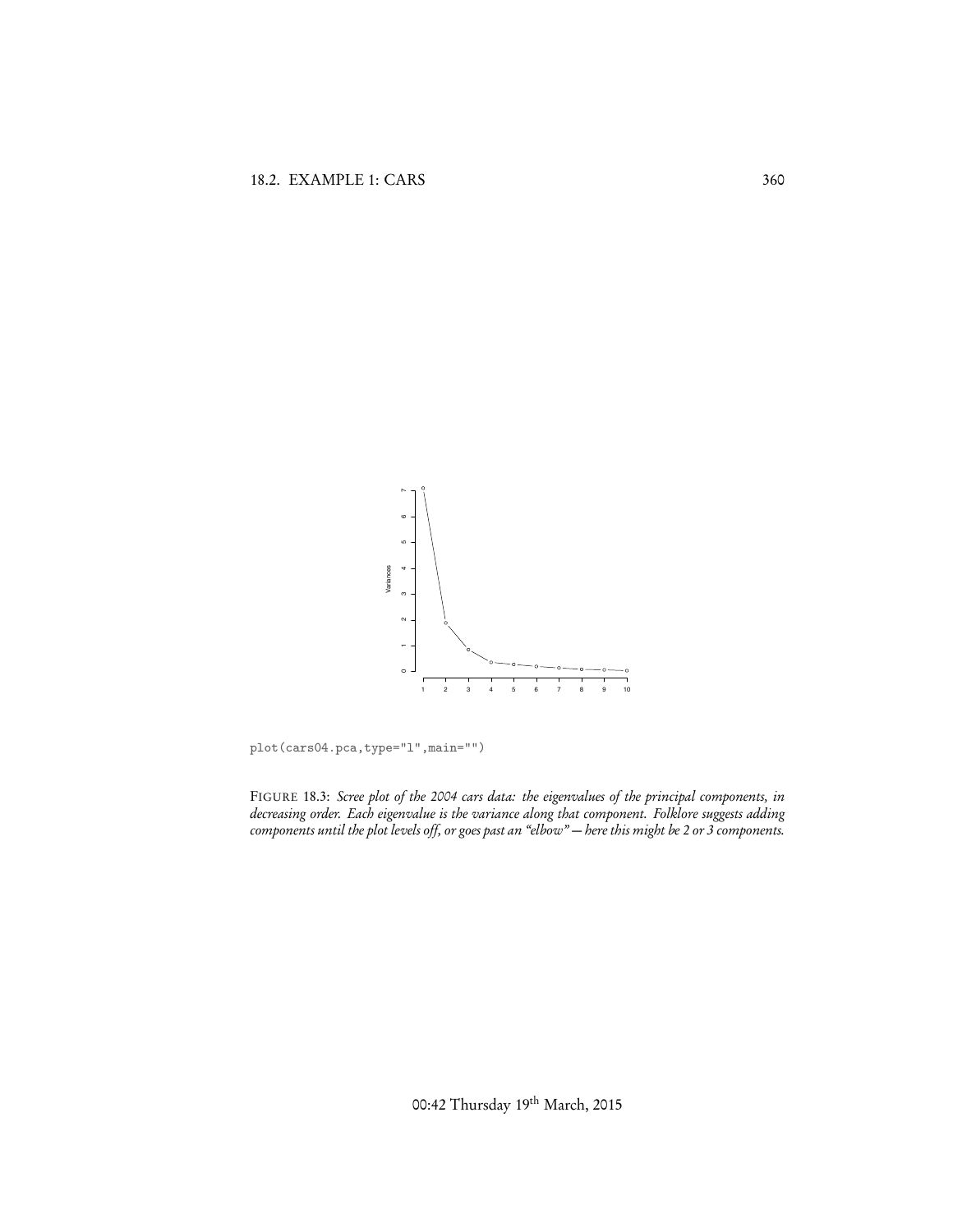```
plot(cars04.pca,type="l",main="")
```

FIGURE 18.3: *Scree plot of the 2004 cars data: the eigenvalues of the principal components, in decreasing order. Each eigenvalue is the variance along that component. Folklore suggests adding components until the plot levels off, or goes past an "elbow" — here this might be 2 or 3 components.*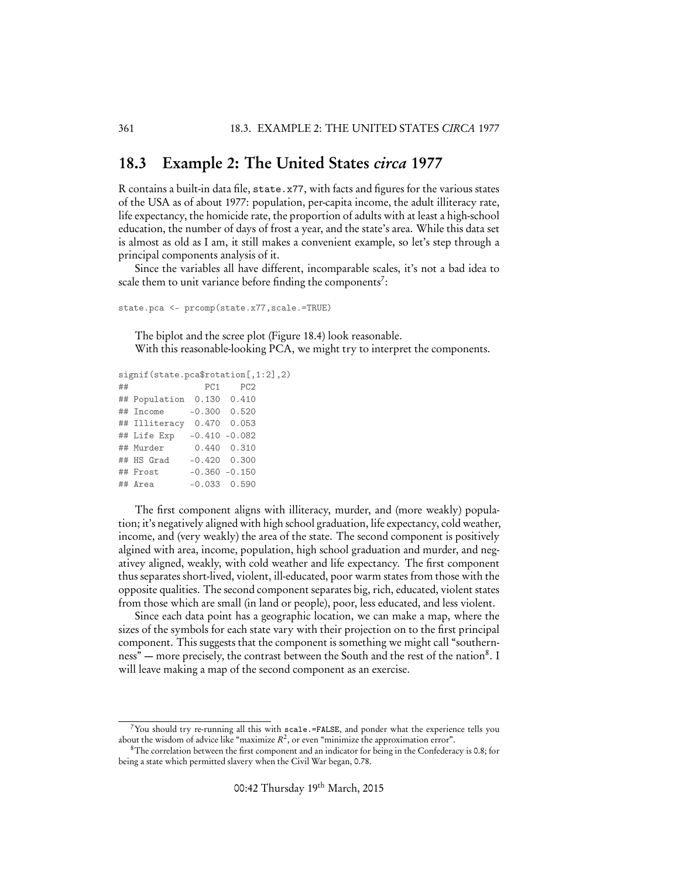## 18.3 Example 2: The United States *circa* 1977

R contains a built-in data file, `state.x77`, with facts and figures for the various states of the USA as of about 1977: population, per-capita income, the adult illiteracy rate, life expectancy, the homicide rate, the proportion of adults with at least a high-school education, the number of days of frost a year, and the state's area. While this data set is almost as old as I am, it still makes a convenient example, so let's step through a principal components analysis of it.

Since the variables all have different, incomparable scales, it's not a bad idea to scale them to unit variance before finding the components[7]:

```
state.pca <- prcomp(state.x77,scale.=TRUE)
```

The biplot and the scree plot (Figure 18.4) look reasonable.

With this reasonable-looking PCA, we might try to interpret the components.

```
signif(state.pca$rotation[,1:2],2)
##                PC1    PC2
## Population  0.130  0.410
## Income     -0.300  0.520
## Illiteracy  0.470  0.053
## Life Exp   -0.410 -0.082
## Murder      0.440  0.310
## HS Grad    -0.420  0.300
## Frost      -0.360 -0.150
## Area       -0.033  0.590
```

The first component aligns with illiteracy, murder, and (more weakly) population; it's negatively aligned with high school graduation, life expectancy, cold weather, income, and (very weakly) the area of the state. The second component is positively algined with area, income, population, high school graduation and murder, and negativey aligned, weakly, with cold weather and life expectancy. The first component thus separates short-lived, violent, ill-educated, poor warm states from those with the opposite qualities. The second component separates big, rich, educated, violent states from those which are small (in land or people), poor, less educated, and less violent.

Since each data point has a geographic location, we can make a map, where the sizes of the symbols for each state vary with their projection on to the first principal component. This suggests that the component is something we might call "southernness" — more precisely, the contrast between the South and the rest of the nation[8]. I will leave making a map of the second component as an exercise.

---

[7] You should try re-running all this with `scale.=FALSE`, and ponder what the experience tells you about the wisdom of advice like "maximize $R^2$", or even "minimize the approximation error".

[8] The correlation between the first component and an indicator for being in the Confederacy is 0.8; for being a state which permitted slavery when the Civil War began, 0.78.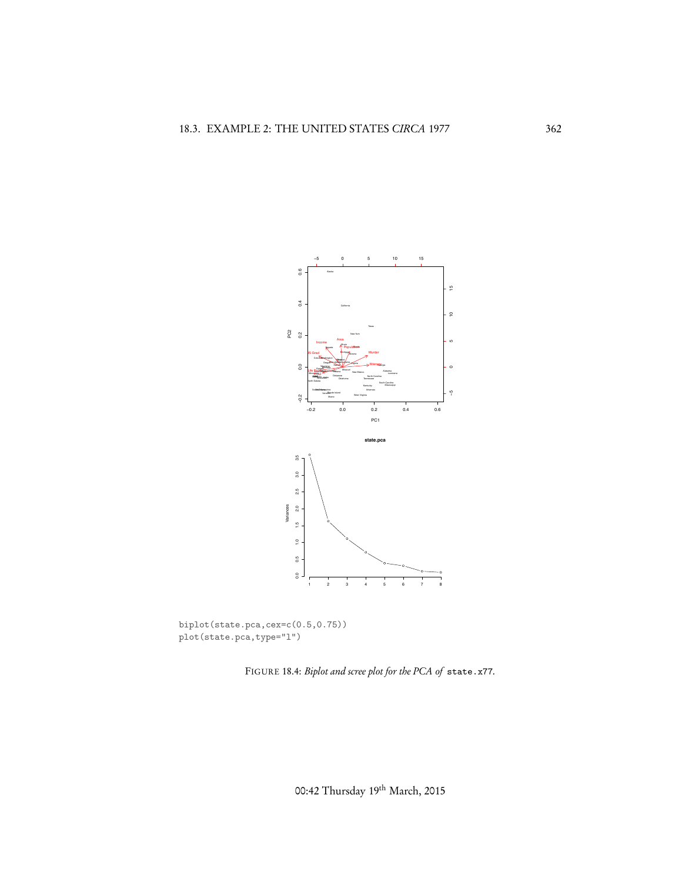```
biplot(state.pca,cex=c(0.5,0.75))
plot(state.pca,type="l")
```

FIGURE 18.4: *Biplot and scree plot for the PCA of* `state.x77`.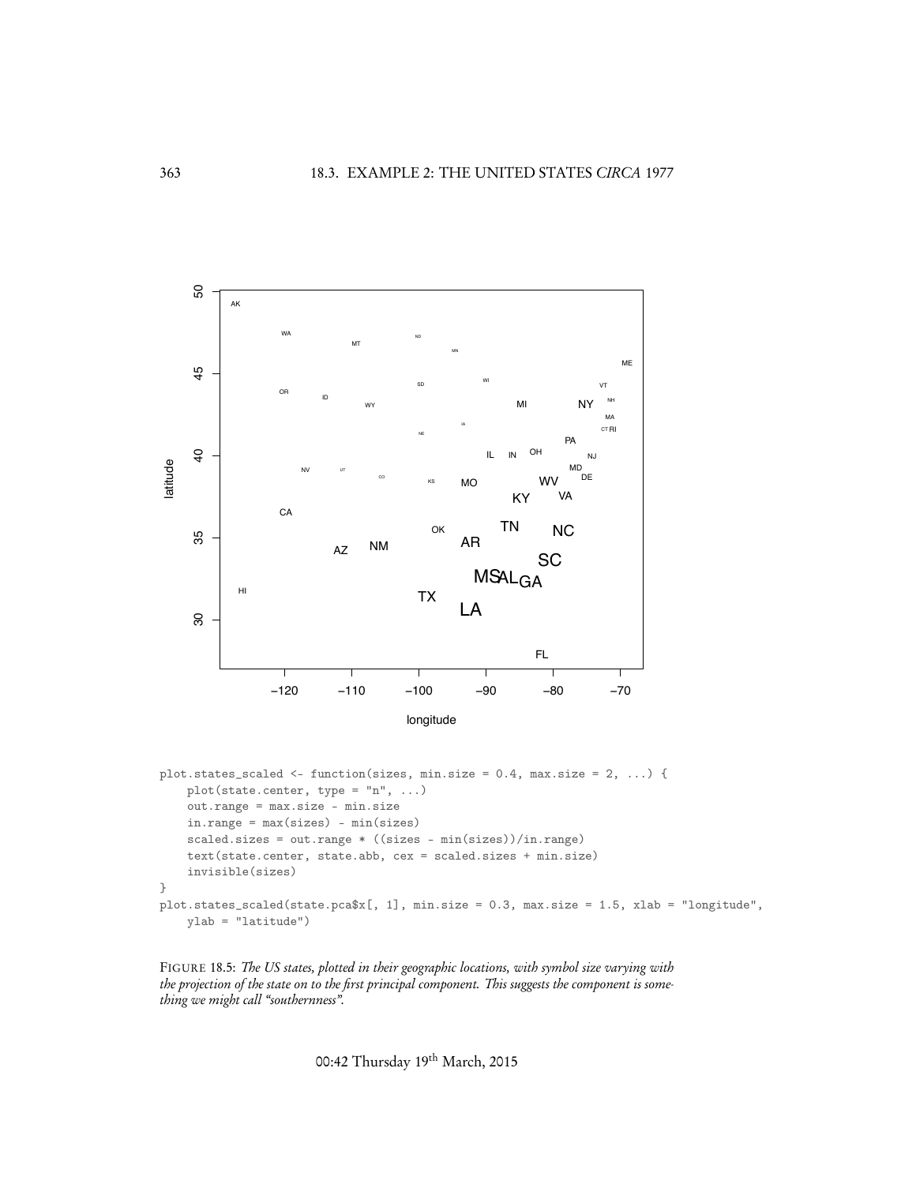```
plot.states_scaled <- function(sizes, min.size = 0.4, max.size = 2, ...) {
    plot(state.center, type = "n", ...)
    out.range = max.size - min.size
    in.range = max(sizes) - min(sizes)
    scaled.sizes = out.range * ((sizes - min(sizes))/in.range)
    text(state.center, state.abb, cex = scaled.sizes + min.size)
    invisible(sizes)
}
plot.states_scaled(state.pca$x[, 1], min.size = 0.3, max.size = 1.5, xlab = "longitude",
    ylab = "latitude")
```

FIGURE 18.5: *The US states, plotted in their geographic locations, with symbol size varying with the projection of the state on to the first principal component. This suggests the component is something we might call "southernness".*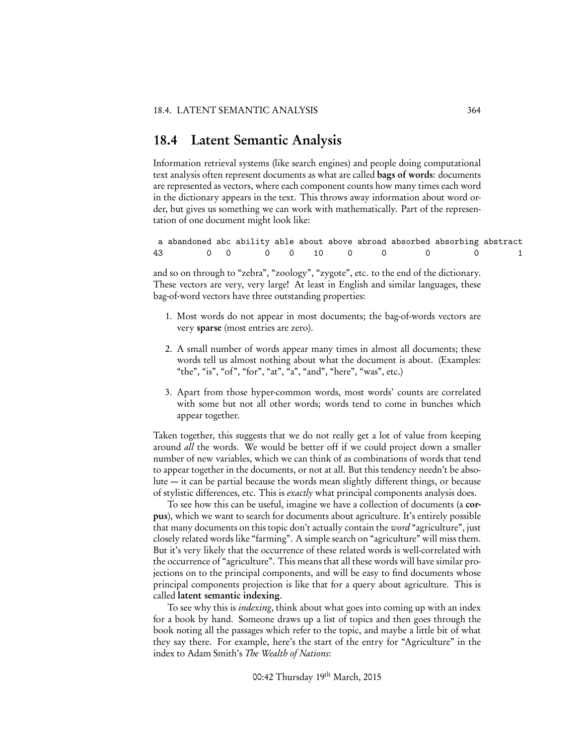## 18.4 Latent Semantic Analysis

Information retrieval systems (like search engines) and people doing computational text analysis often represent documents as what are called **bags of words**: documents are represented as vectors, where each component counts how many times each word in the dictionary appears in the text. This throws away information about word order, but gives us something we can work with mathematically. Part of the representation of one document might look like:

```
 a abandoned abc ability able about above abroad absorbed absorbing abstract
43         0   0       0    0    10     0      0        0         0        1
```

and so on through to "zebra", "zoology", "zygote", etc. to the end of the dictionary. These vectors are very, very large! At least in English and similar languages, these bag-of-word vectors have three outstanding properties:

1. Most words do not appear in most documents; the bag-of-words vectors are very **sparse** (most entries are zero).
2. A small number of words appear many times in almost all documents; these words tell us almost nothing about what the document is about. (Examples: "the", "is", "of", "for", "at", "a", "and", "here", "was", etc.)
3. Apart from those hyper-common words, most words' counts are correlated with some but not all other words; words tend to come in bunches which appear together.

Taken together, this suggests that we do not really get a lot of value from keeping around *all* the words. We would be better off if we could project down a smaller number of new variables, which we can think of as combinations of words that tend to appear together in the documents, or not at all. But this tendency needn't be absolute — it can be partial because the words mean slightly different things, or because of stylistic differences, etc. This is *exactly* what principal components analysis does.

To see how this can be useful, imagine we have a collection of documents (a **corpus**), which we want to search for documents about agriculture. It's entirely possible that many documents on this topic don't actually contain the *word* "agriculture", just closely related words like "farming". A simple search on "agriculture" will miss them. But it's very likely that the occurrence of these related words is well-correlated with the occurrence of "agriculture". This means that all these words will have similar projections on to the principal components, and will be easy to find documents whose principal components projection is like that for a query about agriculture. This is called **latent semantic indexing**.

To see why this is *indexing*, think about what goes into coming up with an index for a book by hand. Someone draws up a list of topics and then goes through the book noting all the passages which refer to the topic, and maybe a little bit of what they say there. For example, here's the start of the entry for "Agriculture" in the index to Adam Smith's *The Wealth of Nations*: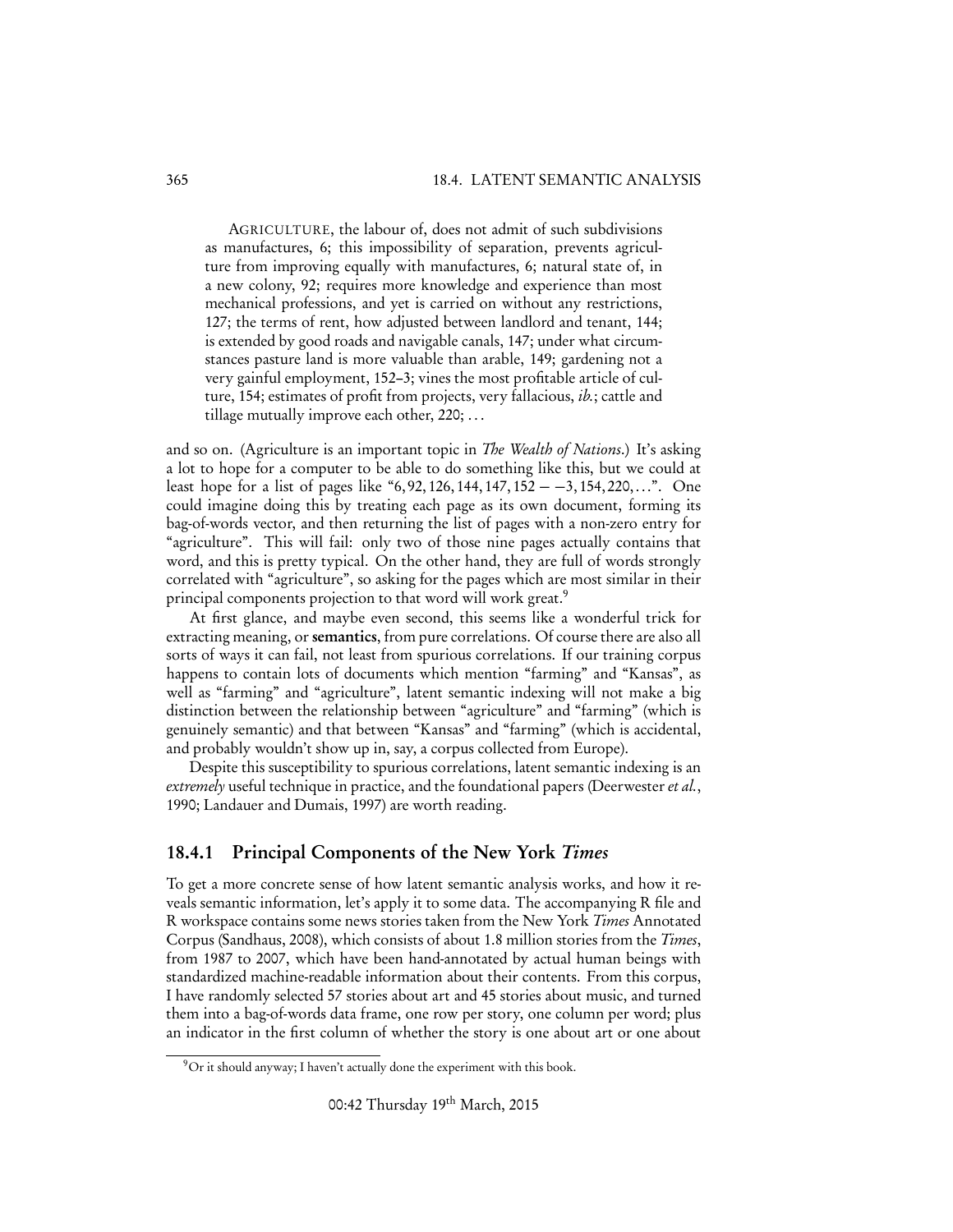AGRICULTURE, the labour of, does not admit of such subdivisions as manufactures, 6; this impossibility of separation, prevents agriculture from improving equally with manufactures, 6; natural state of, in a new colony, 92; requires more knowledge and experience than most mechanical professions, and yet is carried on without any restrictions, 127; the terms of rent, how adjusted between landlord and tenant, 144; is extended by good roads and navigable canals, 147; under what circumstances pasture land is more valuable than arable, 149; gardening not a very gainful employment, 152–3; vines the most profitable article of culture, 154; estimates of profit from projects, very fallacious, *ib.*; cattle and tillage mutually improve each other, 220; ...

and so on. (Agriculture is an important topic in *The Wealth of Nations*.) It's asking a lot to hope for a computer to be able to do something like this, but we could at least hope for a list of pages like "$6, 92, 126, 144, 147, 152 - -3, 154, 220, \ldots$". One could imagine doing this by treating each page as its own document, forming its bag-of-words vector, and then returning the list of pages with a non-zero entry for "agriculture". This will fail: only two of those nine pages actually contains that word, and this is pretty typical. On the other hand, they are full of words strongly correlated with "agriculture", so asking for the pages which are most similar in their principal components projection to that word will work great.[9]

At first glance, and maybe even second, this seems like a wonderful trick for extracting meaning, or **semantics**, from pure correlations. Of course there are also all sorts of ways it can fail, not least from spurious correlations. If our training corpus happens to contain lots of documents which mention "farming" and "Kansas", as well as "farming" and "agriculture", latent semantic indexing will not make a big distinction between the relationship between "agriculture" and "farming" (which is genuinely semantic) and that between "Kansas" and "farming" (which is accidental, and probably wouldn't show up in, say, a corpus collected from Europe).

Despite this susceptibility to spurious correlations, latent semantic indexing is an *extremely* useful technique in practice, and the foundational papers (Deerwester *et al.*, 1990; Landauer and Dumais, 1997) are worth reading.

### 18.4.1 Principal Components of the New York *Times*

To get a more concrete sense of how latent semantic analysis works, and how it reveals semantic information, let's apply it to some data. The accompanying R file and R workspace contains some news stories taken from the New York *Times* Annotated Corpus (Sandhaus, 2008), which consists of about 1.8 million stories from the *Times*, from 1987 to 2007, which have been hand-annotated by actual human beings with standardized machine-readable information about their contents. From this corpus, I have randomly selected 57 stories about art and 45 stories about music, and turned them into a bag-of-words data frame, one row per story, one column per word; plus an indicator in the first column of whether the story is one about art or one about

[9] Or it should anyway; I haven't actually done the experiment with this book.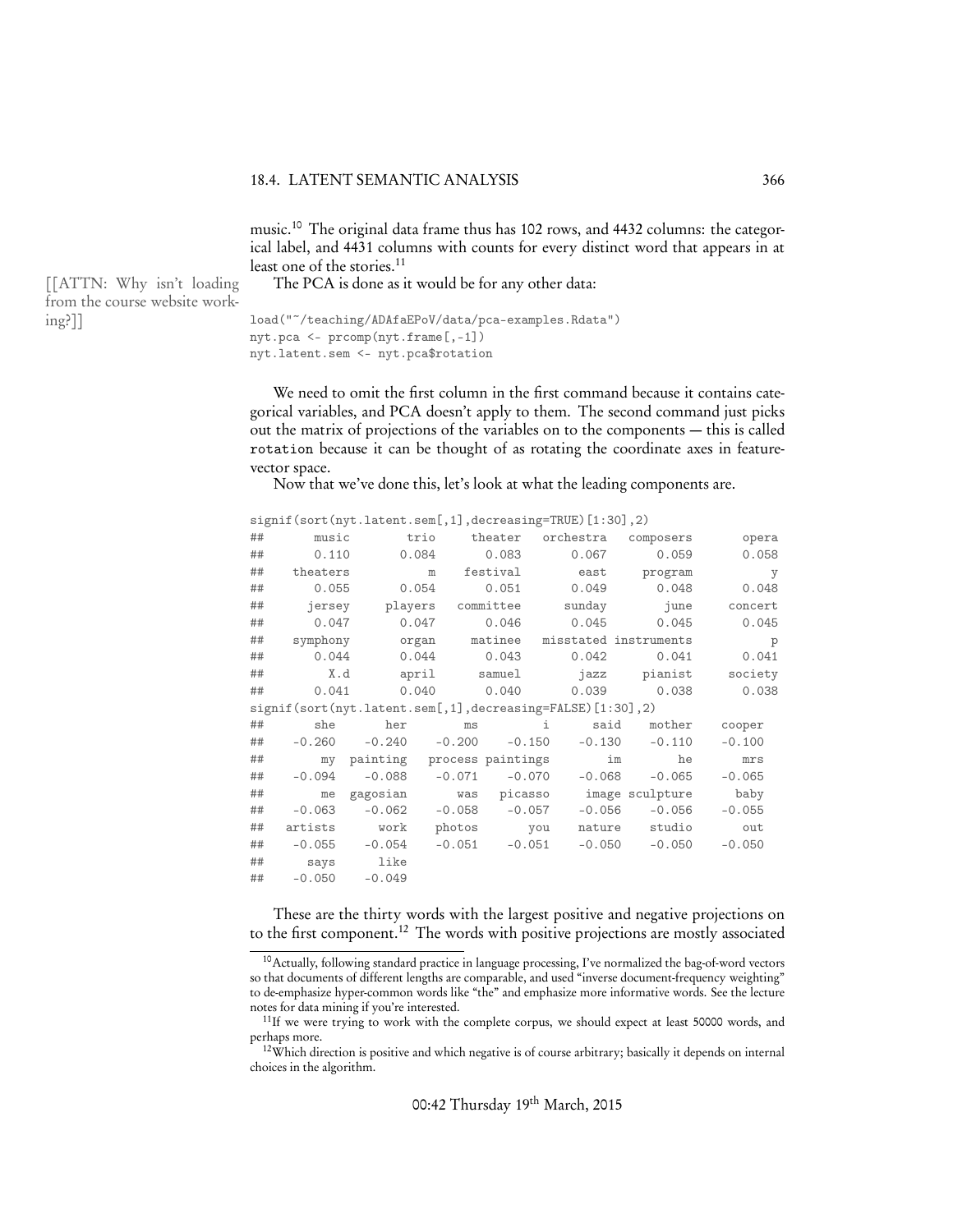music.[10] The original data frame thus has 102 rows, and 4432 columns: the categorical label, and 4431 columns with counts for every distinct word that appears in at least one of the stories.[11]

[[ATTN: Why isn't loading from the course website working?]]

The PCA is done as it would be for any other data:

```
load("~/teaching/ADAfaEPoV/data/pca-examples.Rdata")
nyt.pca <- prcomp(nyt.frame[,-1])
nyt.latent.sem <- nyt.pca$rotation
```

We need to omit the first column in the first command because it contains categorical variables, and PCA doesn't apply to them. The second command just picks out the matrix of projections of the variables on to the components — this is called `rotation` because it can be thought of as rotating the coordinate axes in feature-vector space.

Now that we've done this, let's look at what the leading components are.

```
signif(sort(nyt.latent.sem[,1],decreasing=TRUE)[1:30],2)
##       music        trio     theater   orchestra   composers       opera
##       0.110       0.084       0.083       0.067       0.059       0.058
##    theaters           m    festival        east     program           y
##       0.055       0.054       0.051       0.049       0.048       0.048
##      jersey     players   committee      sunday        june     concert
##       0.047       0.047       0.046       0.045       0.045       0.045
##    symphony       organ     matinee   misstated instruments           p
##       0.044       0.044       0.043       0.042       0.041       0.041
##         X.d       april      samuel        jazz     pianist     society
##       0.041       0.040       0.040       0.039       0.038       0.038
signif(sort(nyt.latent.sem[,1],decreasing=FALSE)[1:30],2)
##       she       her        ms         i      said    mother    cooper
##    -0.260    -0.240    -0.200    -0.150    -0.130    -0.110    -0.100
##        my  painting   process paintings        im        he       mrs
##    -0.094    -0.088    -0.071    -0.070    -0.068    -0.065    -0.065
##        me  gagosian       was   picasso     image sculpture      baby
##    -0.063    -0.062    -0.058    -0.057    -0.056    -0.056    -0.055
##   artists      work    photos       you    nature    studio       out
##    -0.055    -0.054    -0.051    -0.051    -0.050    -0.050    -0.050
##      says      like
##    -0.050    -0.049
```

These are the thirty words with the largest positive and negative projections on to the first component.[12] The words with positive projections are mostly associated

---

[10] Actually, following standard practice in language processing, I've normalized the bag-of-word vectors so that documents of different lengths are comparable, and used "inverse document-frequency weighting" to de-emphasize hyper-common words like "the" and emphasize more informative words. See the lecture notes for data mining if you're interested.

[11] If we were trying to work with the complete corpus, we should expect at least 50000 words, and perhaps more.

[12] Which direction is positive and which negative is of course arbitrary; basically it depends on internal choices in the algorithm.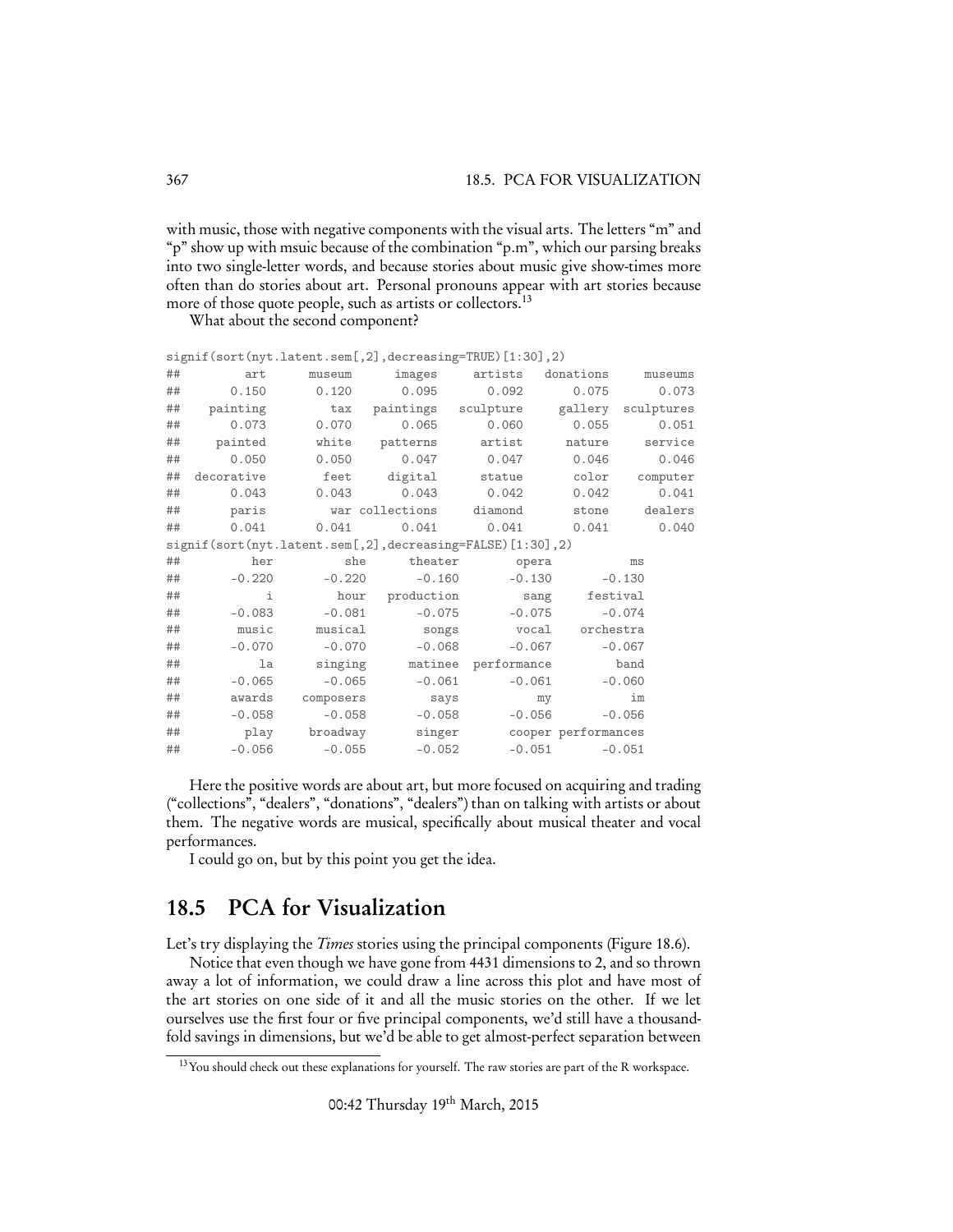with music, those with negative components with the visual arts. The letters "m" and "p" show up with msuic because of the combination "p.m", which our parsing breaks into two single-letter words, and because stories about music give show-times more often than do stories about art. Personal pronouns appear with art stories because more of those quote people, such as artists or collectors.[13]

What about the second component?

```
signif(sort(nyt.latent.sem[,2],decreasing=TRUE)[1:30],2)
##         art      museum      images     artists   donations     museums
##       0.150       0.120       0.095       0.092       0.075       0.073
##    painting         tax   paintings   sculpture     gallery  sculptures
##       0.073       0.070       0.065       0.060       0.055       0.051
##     painted       white    patterns      artist      nature     service
##       0.050       0.050       0.047       0.047       0.046       0.046
##  decorative        feet     digital      statue       color    computer
##       0.043       0.043       0.043       0.042       0.042       0.041
##       paris         war collections     diamond       stone     dealers
##       0.041       0.041       0.041       0.041       0.041       0.040
signif(sort(nyt.latent.sem[,2],decreasing=FALSE)[1:30],2)
##          her          she      theater        opera           ms
##       -0.220       -0.220       -0.160       -0.130       -0.130
##            i         hour   production         sang     festival
##       -0.083       -0.081       -0.075       -0.075       -0.074
##        music      musical        songs        vocal    orchestra
##       -0.070       -0.070       -0.068       -0.067       -0.067
##           la      singing      matinee  performance         band
##       -0.065       -0.065       -0.061       -0.061       -0.060
##       awards    composers         says           my           im
##       -0.058       -0.058       -0.058       -0.056       -0.056
##         play     broadway       singer       cooper performances
##       -0.056       -0.055       -0.052       -0.051       -0.051
```

Here the positive words are about art, but more focused on acquiring and trading ("collections", "dealers", "donations", "dealers") than on talking with artists or about them. The negative words are musical, specifically about musical theater and vocal performances.

I could go on, but by this point you get the idea.

## 18.5 PCA for Visualization

Let's try displaying the *Times* stories using the principal components (Figure 18.6).

Notice that even though we have gone from 4431 dimensions to 2, and so thrown away a lot of information, we could draw a line across this plot and have most of the art stories on one side of it and all the music stories on the other. If we let ourselves use the first four or five principal components, we'd still have a thousand-fold savings in dimensions, but we'd be able to get almost-perfect separation between

[13] You should check out these explanations for yourself. The raw stories are part of the R workspace.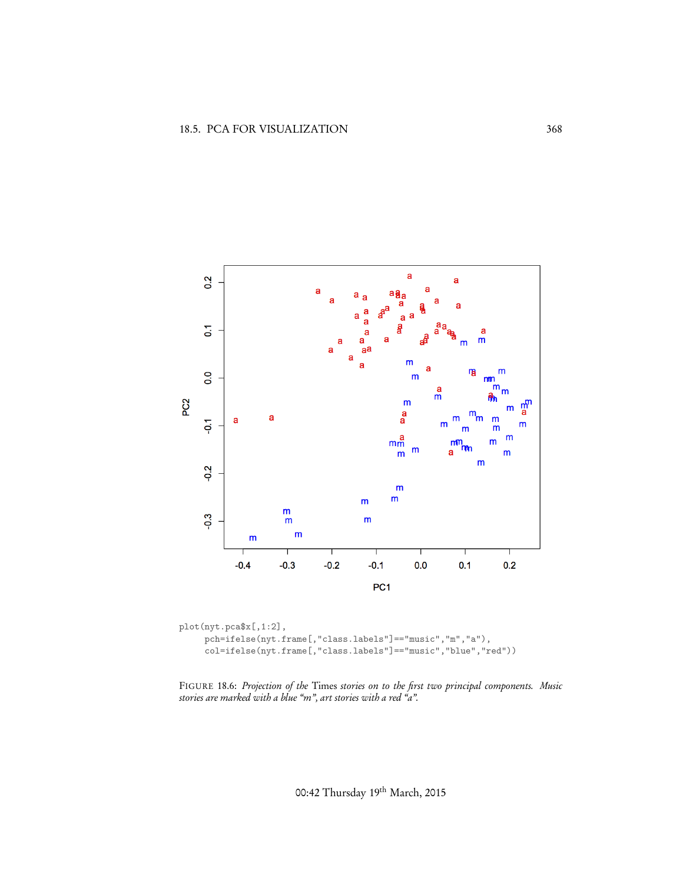```
plot(nyt.pca$x[,1:2],
     pch=ifelse(nyt.frame[,"class.labels"]=="music","m","a"),
     col=ifelse(nyt.frame[,"class.labels"]=="music","blue","red"))
```

FIGURE 18.6: *Projection of the* Times *stories on to the first two principal components. Music stories are marked with a blue "m", art stories with a red "a".*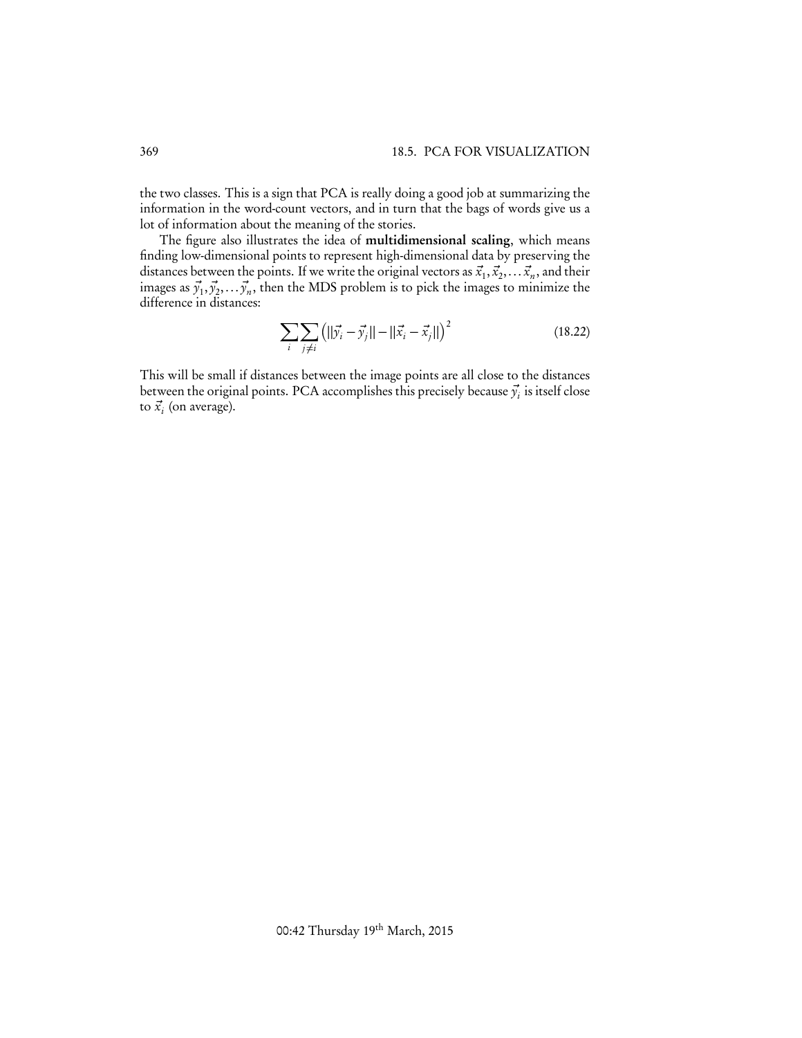the two classes. This is a sign that PCA is really doing a good job at summarizing the information in the word-count vectors, and in turn that the bags of words give us a lot of information about the meaning of the stories.

The figure also illustrates the idea of **multidimensional scaling**, which means finding low-dimensional points to represent high-dimensional data by preserving the distances between the points. If we write the original vectors as $\vec{x}_1, \vec{x}_2, \ldots \vec{x}_n$, and their images as $\vec{y}_1, \vec{y}_2, \ldots \vec{y}_n$, then the MDS problem is to pick the images to minimize the difference in distances:

$$\sum_i \sum_{j \neq i} \left( \|\vec{y}_i - \vec{y}_j\| - \|\vec{x}_i - \vec{x}_j\| \right)^2 \tag{18.22}$$

This will be small if distances between the image points are all close to the distances between the original points. PCA accomplishes this precisely because $\vec{y}_i$ is itself close to $\vec{x}_i$ (on average).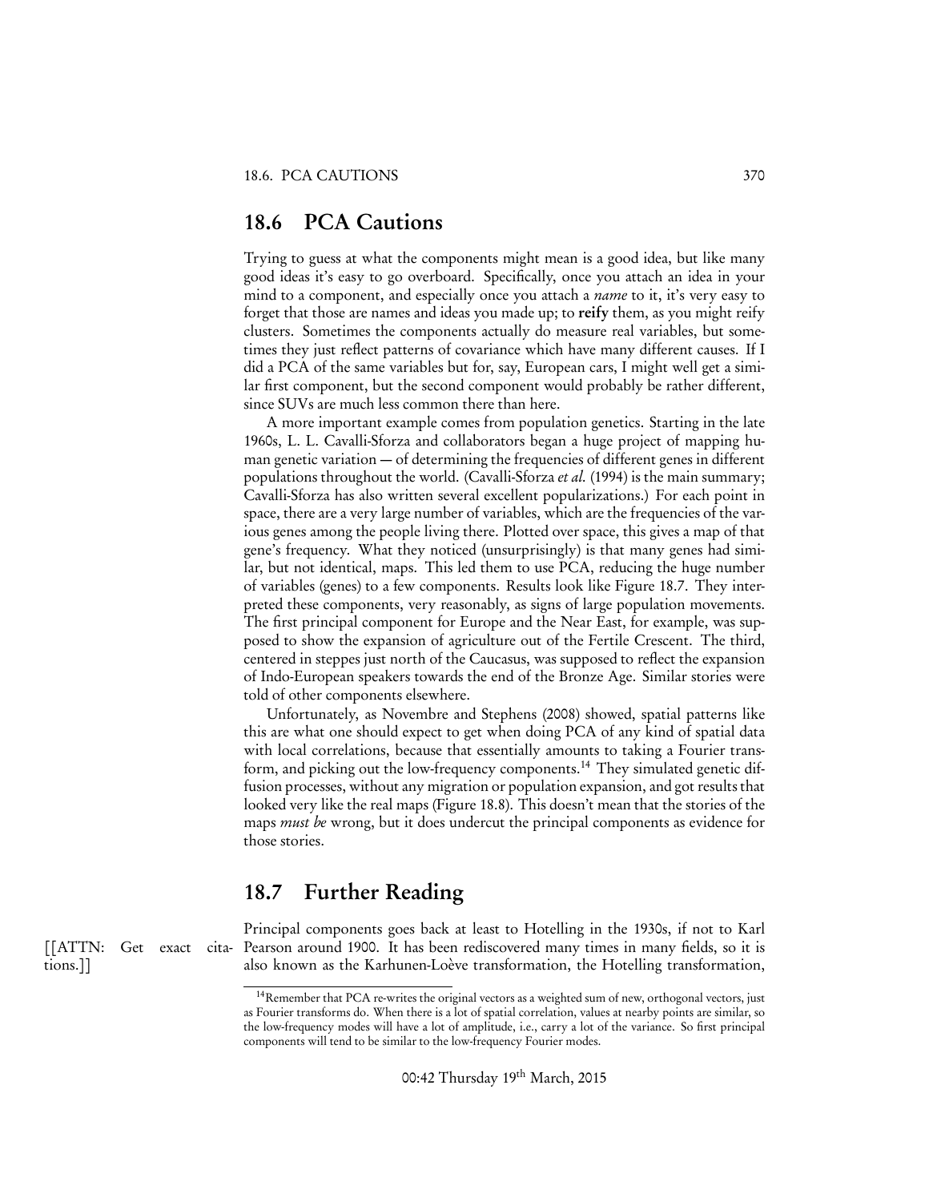## 18.6 PCA Cautions

Trying to guess at what the components might mean is a good idea, but like many good ideas it's easy to go overboard. Specifically, once you attach an idea in your mind to a component, and especially once you attach a *name* to it, it's very easy to forget that those are names and ideas you made up; to **reify** them, as you might reify clusters. Sometimes the components actually do measure real variables, but sometimes they just reflect patterns of covariance which have many different causes. If I did a PCA of the same variables but for, say, European cars, I might well get a similar first component, but the second component would probably be rather different, since SUVs are much less common there than here.

A more important example comes from population genetics. Starting in the late 1960s, L. L. Cavalli-Sforza and collaborators began a huge project of mapping human genetic variation — of determining the frequencies of different genes in different populations throughout the world. (Cavalli-Sforza *et al.* (1994) is the main summary; Cavalli-Sforza has also written several excellent popularizations.) For each point in space, there are a very large number of variables, which are the frequencies of the various genes among the people living there. Plotted over space, this gives a map of that gene's frequency. What they noticed (unsurprisingly) is that many genes had similar, but not identical, maps. This led them to use PCA, reducing the huge number of variables (genes) to a few components. Results look like Figure 18.7. They interpreted these components, very reasonably, as signs of large population movements. The first principal component for Europe and the Near East, for example, was supposed to show the expansion of agriculture out of the Fertile Crescent. The third, centered in steppes just north of the Caucasus, was supposed to reflect the expansion of Indo-European speakers towards the end of the Bronze Age. Similar stories were told of other components elsewhere.

Unfortunately, as Novembre and Stephens (2008) showed, spatial patterns like this are what one should expect to get when doing PCA of any kind of spatial data with local correlations, because that essentially amounts to taking a Fourier transform, and picking out the low-frequency components.[14] They simulated genetic diffusion processes, without any migration or population expansion, and got results that looked very like the real maps (Figure 18.8). This doesn't mean that the stories of the maps *must be* wrong, but it does undercut the principal components as evidence for those stories.

## 18.7 Further Reading

[[ATTN: Get exact citations.]]

Principal components goes back at least to Hotelling in the 1930s, if not to Karl Pearson around 1900. It has been rediscovered many times in many fields, so it is also known as the Karhunen-Loève transformation, the Hotelling transformation,

[14] Remember that PCA re-writes the original vectors as a weighted sum of new, orthogonal vectors, just as Fourier transforms do. When there is a lot of spatial correlation, values at nearby points are similar, so the low-frequency modes will have a lot of amplitude, i.e., carry a lot of the variance. So first principal components will tend to be similar to the low-frequency Fourier modes.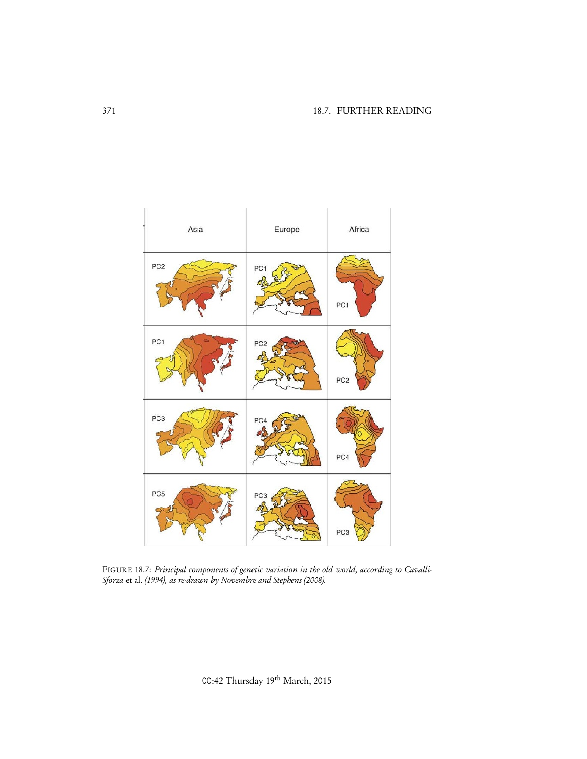FIGURE 18.7: *Principal components of genetic variation in the old world, according to Cavalli-Sforza* et al. *(1994), as re-drawn by Novembre and Stephens (2008).*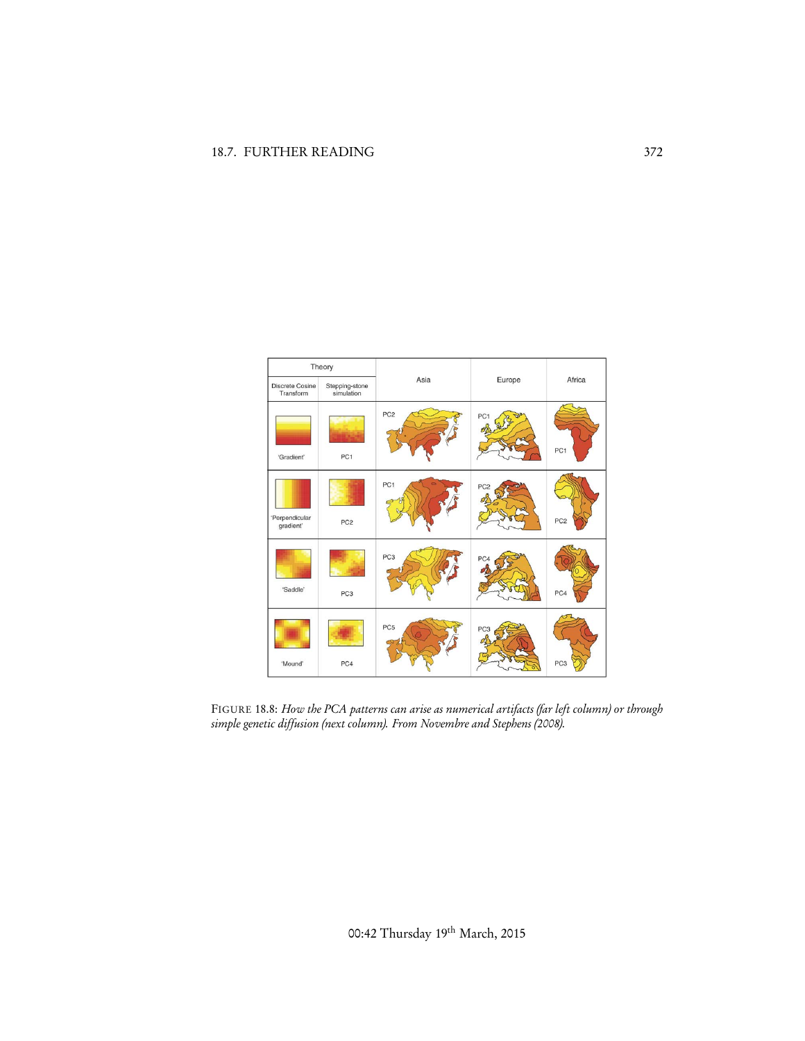FIGURE 18.8: *How the PCA patterns can arise as numerical artifacts (far left column) or through simple genetic diffusion (next column). From Novembre and Stephens (2008).*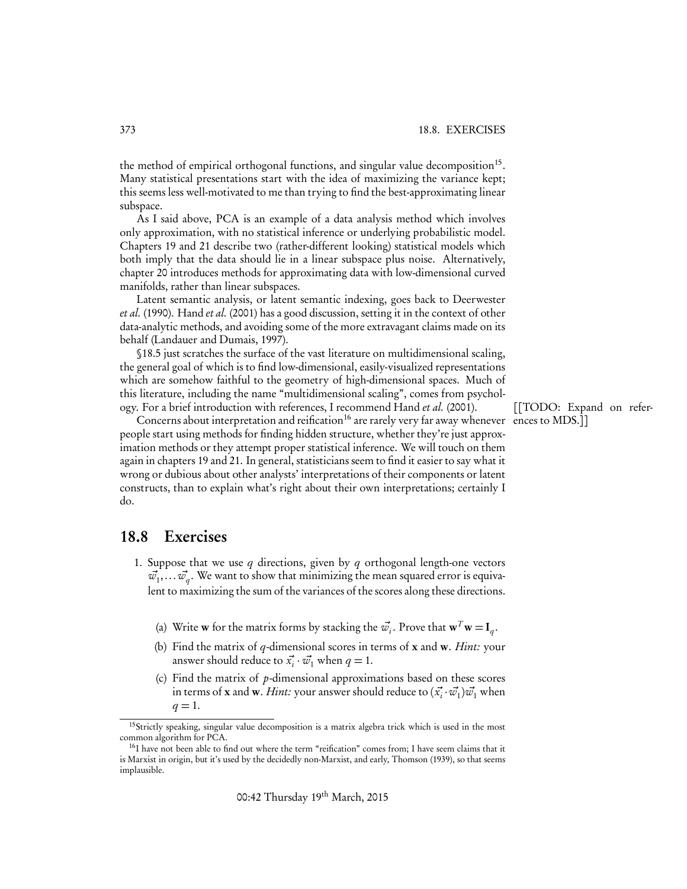the method of empirical orthogonal functions, and singular value decomposition[15]. Many statistical presentations start with the idea of maximizing the variance kept; this seems less well-motivated to me than trying to find the best-approximating linear subspace.

As I said above, PCA is an example of a data analysis method which involves only approximation, with no statistical inference or underlying probabilistic model. Chapters 19 and 21 describe two (rather-different looking) statistical models which both imply that the data should lie in a linear subspace plus noise. Alternatively, chapter 20 introduces methods for approximating data with low-dimensional curved manifolds, rather than linear subspaces.

Latent semantic analysis, or latent semantic indexing, goes back to Deerwester *et al.* (1990). Hand *et al.* (2001) has a good discussion, setting it in the context of other data-analytic methods, and avoiding some of the more extravagant claims made on its behalf (Landauer and Dumais, 1997).

§18.5 just scratches the surface of the vast literature on multidimensional scaling, the general goal of which is to find low-dimensional, easily-visualized representations which are somehow faithful to the geometry of high-dimensional spaces. Much of this literature, including the name "multidimensional scaling", comes from psychology. For a brief introduction with references, I recommend Hand *et al.* (2001).

[[TODO: Expand on references to MDS.]]

Concerns about interpretation and reification[16] are rarely very far away whenever people start using methods for finding hidden structure, whether they're just approximation methods or they attempt proper statistical inference. We will touch on them again in chapters 19 and 21. In general, statisticians seem to find it easier to say what it wrong or dubious about other analysts' interpretations of their components or latent constructs, than to explain what's right about their own interpretations; certainly I do.

## 18.8 Exercises

1. Suppose that we use $q$ directions, given by $q$ orthogonal length-one vectors $\vec{w}_1, \ldots \vec{w}_q$. We want to show that minimizing the mean squared error is equivalent to maximizing the sum of the variances of the scores along these directions.

   (a) Write $\mathbf{w}$ for the matrix forms by stacking the $\vec{w}_i$. Prove that $\mathbf{w}^T\mathbf{w} = \mathbf{I}_q$.

   (b) Find the matrix of $q$-dimensional scores in terms of $\mathbf{x}$ and $\mathbf{w}$. *Hint:* your answer should reduce to $\vec{x}_i \cdot \vec{w}_1$ when $q = 1$.

   (c) Find the matrix of $p$-dimensional approximations based on these scores in terms of $\mathbf{x}$ and $\mathbf{w}$. *Hint:* your answer should reduce to $(\vec{x}_i \cdot \vec{w}_1)\vec{w}_1$ when $q = 1$.

[15] Strictly speaking, singular value decomposition is a matrix algebra trick which is used in the most common algorithm for PCA.

[16] I have not been able to find out where the term "reification" comes from; I have seem claims that it is Marxist in origin, but it's used by the decidedly non-Marxist, and early, Thomson (1939), so that seems implausible.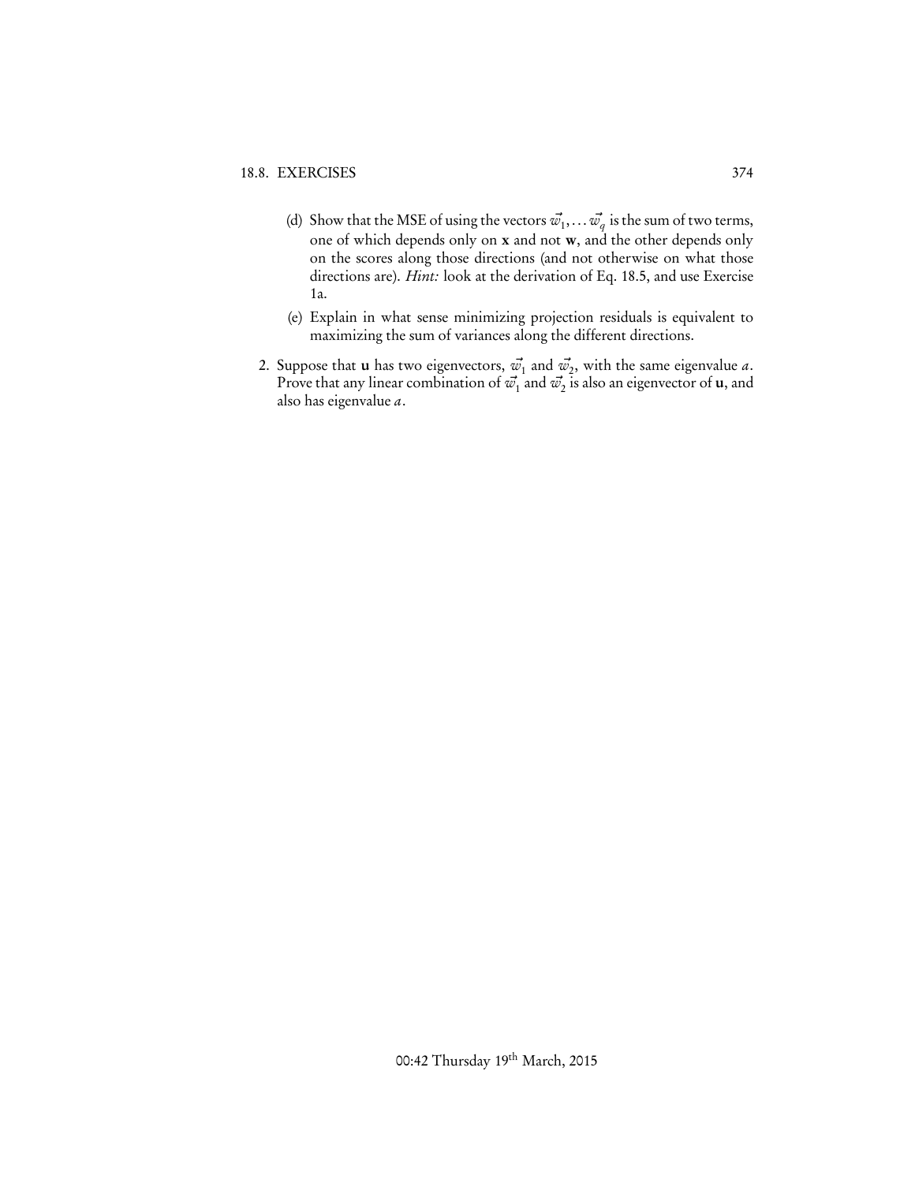(d) Show that the MSE of using the vectors $\vec{w}_1, \ldots \vec{w}_q$ is the sum of two terms, one of which depends only on $\mathbf{x}$ and not $\mathbf{w}$, and the other depends only on the scores along those directions (and not otherwise on what those directions are). *Hint:* look at the derivation of Eq. 18.5, and use Exercise 1a.

(e) Explain in what sense minimizing projection residuals is equivalent to maximizing the sum of variances along the different directions.

2. Suppose that $\mathbf{u}$ has two eigenvectors, $\vec{w}_1$ and $\vec{w}_2$, with the same eigenvalue $a$. Prove that any linear combination of $\vec{w}_1$ and $\vec{w}_2$ is also an eigenvector of $\mathbf{u}$, and also has eigenvalue $a$.